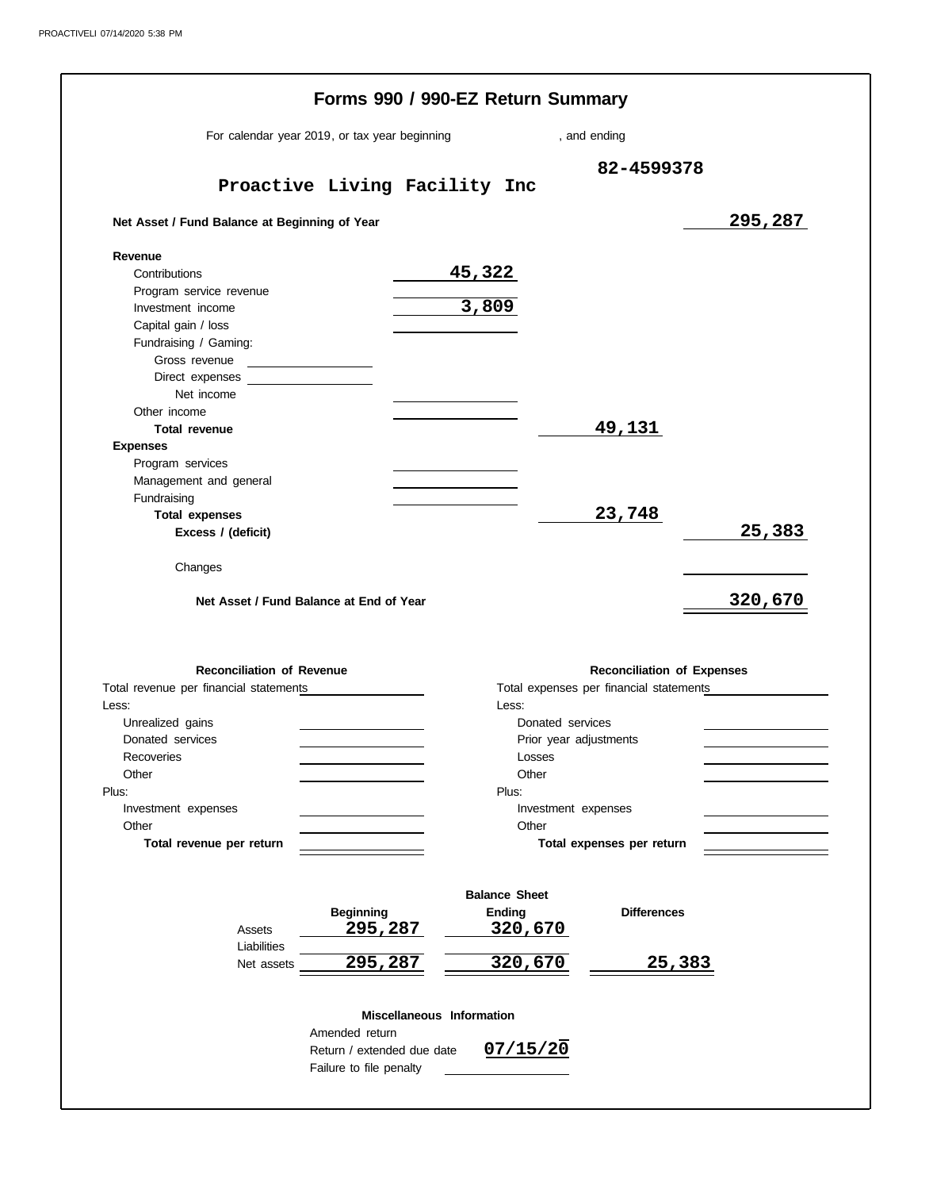# Forms 990 / 990-EZ Return Summary

For calendar year 2019, or tax year beginning , and ending

**Proactive Living Facility Inc** — **82-4599378**

| | | | |
|---|---|---|---|
| **Net Asset / Fund Balance at Beginning of Year** | | | 295,287 |
| **Revenue** | | | |
| Contributions | 45,322 | | |
| Program service revenue | | | |
| Investment income | 3,809 | | |
| Capital gain / loss | | | |
| Fundraising / Gaming: | | | |
| Gross revenue | | | |
| Direct expenses | | | |
| Net income | | | |
| Other income | | | |
| **Total revenue** | | 49,131 | |
| **Expenses** | | | |
| Program services | | | |
| Management and general | | | |
| Fundraising | | | |
| **Total expenses** | | 23,748 | |
| **Excess / (deficit)** | | | 25,383 |
| Changes | | | |
| **Net Asset / Fund Balance at End of Year** | | | 320,670 |

| **Reconciliation of Revenue** | | **Reconciliation of Expenses** | |
|---|---|---|---|
| Total revenue per financial statements | | Total expenses per financial statements | |
| Less: | | Less: | |
| Unrealized gains | | Donated services | |
| Donated services | | Prior year adjustments | |
| Recoveries | | Losses | |
| Other | | Other | |
| Plus: | | Plus: | |
| Investment expenses | | Investment expenses | |
| Other | | Other | |
| **Total revenue per return** | | **Total expenses per return** | |

## Balance Sheet

| | Beginning | Ending | Differences |
|---|---|---|---|
| Assets | 295,287 | 320,670 | |
| Liabilities | | | |
| Net assets | 295,287 | 320,670 | 25,383 |

## Miscellaneous Information

| | |
|---|---|
| Amended return | |
| Return / extended due date | 07/15/20 |
| Failure to file penalty | |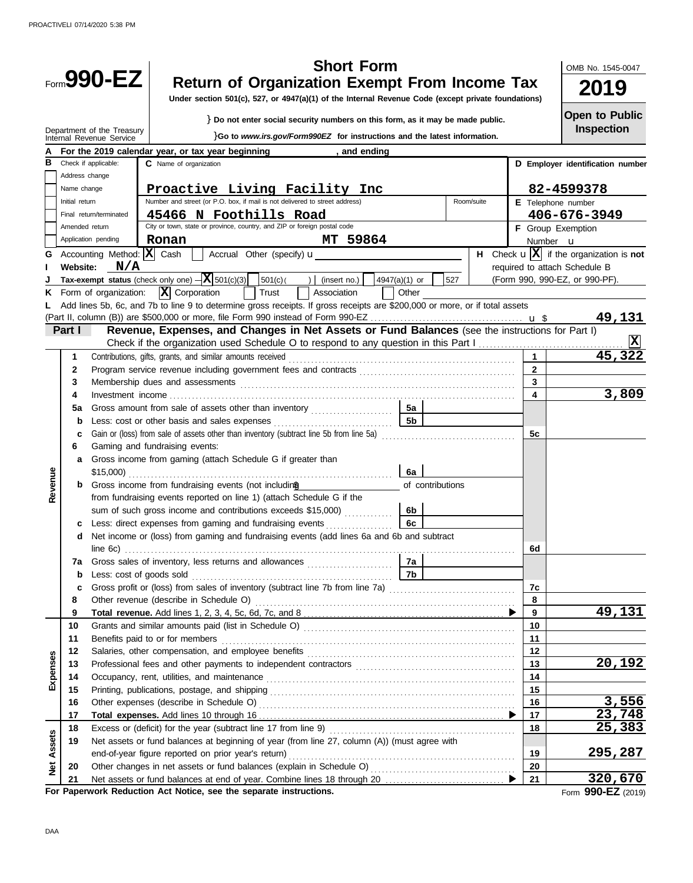# Form 990-EZ

## Short Form
## Return of Organization Exempt From Income Tax

Under section 501(c), 527, or 4947(a)(1) of the Internal Revenue Code (except private foundations)

} Do not enter social security numbers on this form, as it may be made public.

}Go to *www.irs.gov/Form990EZ* for instructions and the latest information.

Department of the Treasury
Internal Revenue Service

OMB No. 1545-0047

**2019**

**Open to Public Inspection**

**A** For the 2019 calendar year, or tax year beginning , and ending

**B** Check if applicable:
- Address change
- Name change
- Initial return
- Final return/terminated
- Amended return
- Application pending

**C** Name of organization: **Proactive Living Facility Inc**

Number and street (or P.O. box, if mail is not delivered to street address) Room/suite: **45466 N Foothills Road**

City or town, state or province, country, and ZIP or foreign postal code: **Ronan MT 59864**

**D** Employer identification number: **82-4599378**

**E** Telephone number: **406-676-3949**

**F** Group Exemption Number u

**G** Accounting Method: [X] Cash [ ] Accrual Other (specify) u

**H** Check u [X] if the organization is **not** required to attach Schedule B (Form 990, 990-EZ, or 990-PF).

**I** Website: **N/A**

**J** Tax-exempt status (check only one) – [X] 501(c)(3) [ ] 501(c)( ) (insert no.) [ ] 4947(a)(1) or [ ] 527

**K** Form of organization: [X] Corporation [ ] Trust [ ] Association [ ] Other

**L** Add lines 5b, 6c, and 7b to line 9 to determine gross receipts. If gross receipts are $200,000 or more, or if total assets (Part II, column (B)) are $500,000 or more, file Form 990 instead of Form 990-EZ u $ **49,131**

## Part I Revenue, Expenses, and Changes in Net Assets or Fund Balances (see the instructions for Part I)

Check if the organization used Schedule O to respond to any question in this Part I [X]

| Section | Line | Description | | | Line | Amount |
|---|---|---|---|---|---|---|
| Revenue | 1 | Contributions, gifts, grants, and similar amounts received | | | 1 | 45,322 |
| | 2 | Program service revenue including government fees and contracts | | | 2 | |
| | 3 | Membership dues and assessments | | | 3 | |
| | 4 | Investment income | | | 4 | 3,809 |
| | 5a | Gross amount from sale of assets other than inventory | 5a | | | |
| | b | Less: cost or other basis and sales expenses | 5b | | | |
| | c | Gain or (loss) from sale of assets other than inventory (subtract line 5b from line 5a) | | | 5c | |
| | 6 | Gaming and fundraising events: | | | | |
| | a | Gross income from gaming (attach Schedule G if greater than $15,000) | 6a | | | |
| | b | Gross income from fundraising events (not including $ of contributions from fundraising events reported on line 1) (attach Schedule G if the sum of such gross income and contributions exceeds $15,000) | 6b | | | |
| | c | Less: direct expenses from gaming and fundraising events | 6c | | | |
| | d | Net income or (loss) from gaming and fundraising events (add lines 6a and 6b and subtract line 6c) | | | 6d | |
| | 7a | Gross sales of inventory, less returns and allowances | 7a | | | |
| | b | Less: cost of goods sold | 7b | | | |
| | c | Gross profit or (loss) from sales of inventory (subtract line 7b from line 7a) | | | 7c | |
| | 8 | Other revenue (describe in Schedule O) | | | 8 | |
| | 9 | **Total revenue.** Add lines 1, 2, 3, 4, 5c, 6d, 7c, and 8 ▶ | | | 9 | 49,131 |
| Expenses | 10 | Grants and similar amounts paid (list in Schedule O) | | | 10 | |
| | 11 | Benefits paid to or for members | | | 11 | |
| | 12 | Salaries, other compensation, and employee benefits | | | 12 | |
| | 13 | Professional fees and other payments to independent contractors | | | 13 | 20,192 |
| | 14 | Occupancy, rent, utilities, and maintenance | | | 14 | |
| | 15 | Printing, publications, postage, and shipping | | | 15 | |
| | 16 | Other expenses (describe in Schedule O) | | | 16 | 3,556 |
| | 17 | **Total expenses.** Add lines 10 through 16 ▶ | | | 17 | 23,748 |
| Net Assets | 18 | Excess or (deficit) for the year (subtract line 17 from line 9) | | | 18 | 25,383 |
| | 19 | Net assets or fund balances at beginning of year (from line 27, column (A)) (must agree with end-of-year figure reported on prior year's return) | | | 19 | 295,287 |
| | 20 | Other changes in net assets or fund balances (explain in Schedule O) | | | 20 | |
| | 21 | Net assets or fund balances at end of year. Combine lines 18 through 20 ▶ | | | 21 | 320,670 |

**For Paperwork Reduction Act Notice, see the separate instructions.**

Form **990-EZ** (2019)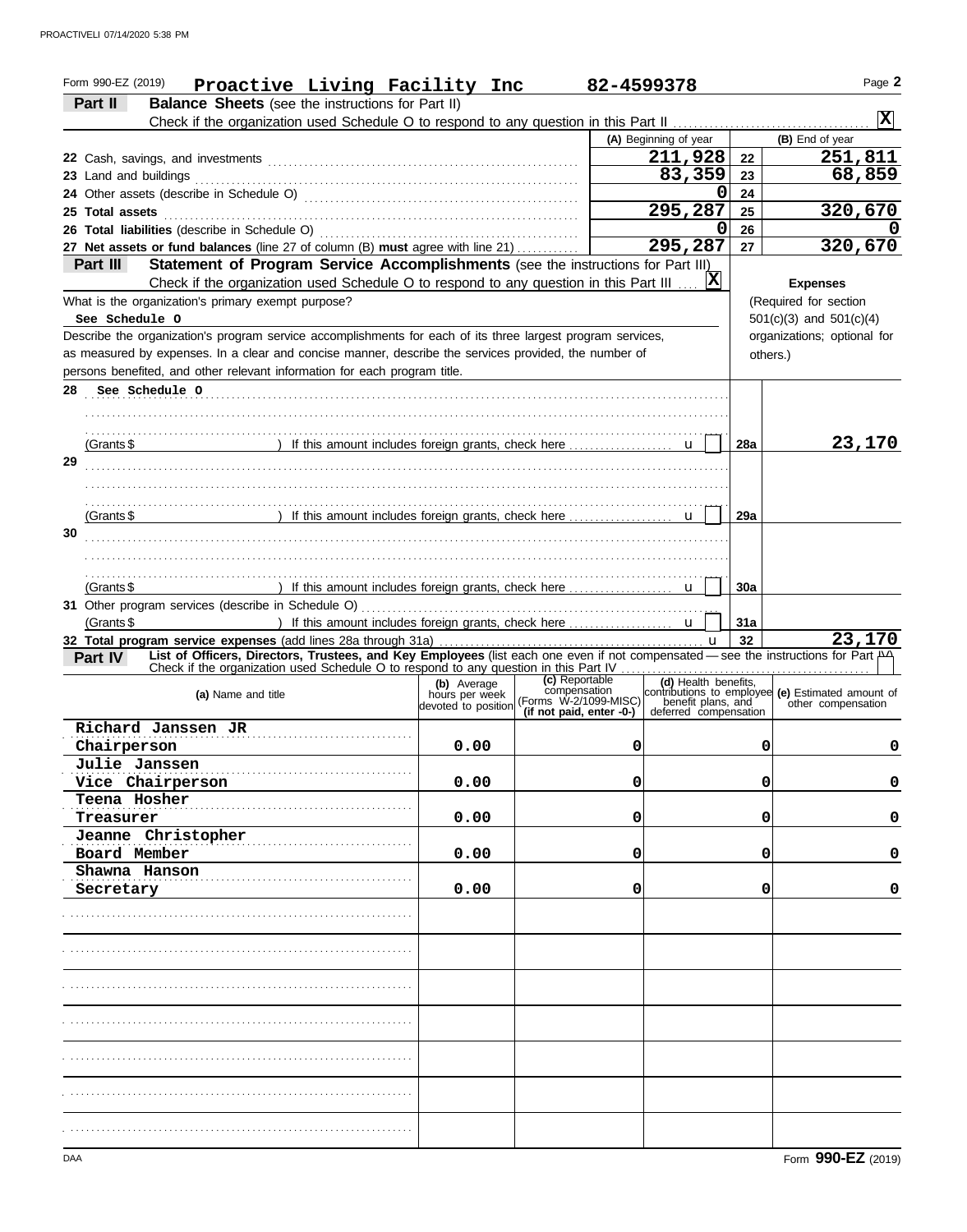Form 990-EZ (2019) **Proactive Living Facility Inc** **82-4599378** Page **2**

## Part II Balance Sheets (see the instructions for Part II)

Check if the organization used Schedule O to respond to any question in this Part II .......... [X]

| | (A) Beginning of year | | (B) End of year |
|---|---|---|---|
| 22 Cash, savings, and investments | 211,928 | 22 | 251,811 |
| 23 Land and buildings | 83,359 | 23 | 68,859 |
| 24 Other assets (describe in Schedule O) | 0 | 24 | |
| 25 Total assets | 295,287 | 25 | 320,670 |
| 26 Total liabilities (describe in Schedule O) | 0 | 26 | 0 |
| 27 Net assets or fund balances (line 27 of column (B) **must** agree with line 21) | 295,287 | 27 | 320,670 |

## Part III Statement of Program Service Accomplishments (see the instructions for Part III)

Check if the organization used Schedule O to respond to any question in this Part III .... [X]

What is the organization's primary exempt purpose?
See Schedule O

Describe the organization's program service accomplishments for each of its three largest program services, as measured by expenses. In a clear and concise manner, describe the services provided, the number of persons benefited, and other relevant information for each program title.

**Expenses** (Required for section 501(c)(3) and 501(c)(4) organizations; optional for others.)

| | | | Expenses |
|---|---|---|---|
| 28 See Schedule O | | | |
| (Grants $ ) If this amount includes foreign grants, check here | [ ] | 28a | 23,170 |
| 29 | | | |
| (Grants $ ) If this amount includes foreign grants, check here | [ ] | 29a | |
| 30 | | | |
| (Grants $ ) If this amount includes foreign grants, check here | [ ] | 30a | |
| 31 Other program services (describe in Schedule O) (Grants $ ) If this amount includes foreign grants, check here | [ ] | 31a | |
| 32 **Total program service expenses** (add lines 28a through 31a) | | 32 | 23,170 |

## Part IV List of Officers, Directors, Trustees, and Key Employees (list each one even if not compensated — see the instructions for Part IV)

Check if the organization used Schedule O to respond to any question in this Part IV .......... [ ]

| (a) Name and title | (b) Average hours per week devoted to position | (c) Reportable compensation (Forms W-2/1099-MISC) (if not paid, enter -0-) | (d) Health benefits, contributions to employee benefit plans, and deferred compensation | (e) Estimated amount of other compensation |
|---|---|---|---|---|
| Richard Janssen JR<br>Chairperson | 0.00 | 0 | 0 | 0 |
| Julie Janssen<br>Vice Chairperson | 0.00 | 0 | 0 | 0 |
| Teena Hosher<br>Treasurer | 0.00 | 0 | 0 | 0 |
| Jeanne Christopher<br>Board Member | 0.00 | 0 | 0 | 0 |
| Shawna Hanson<br>Secretary | 0.00 | 0 | 0 | 0 |

Form **990-EZ** (2019)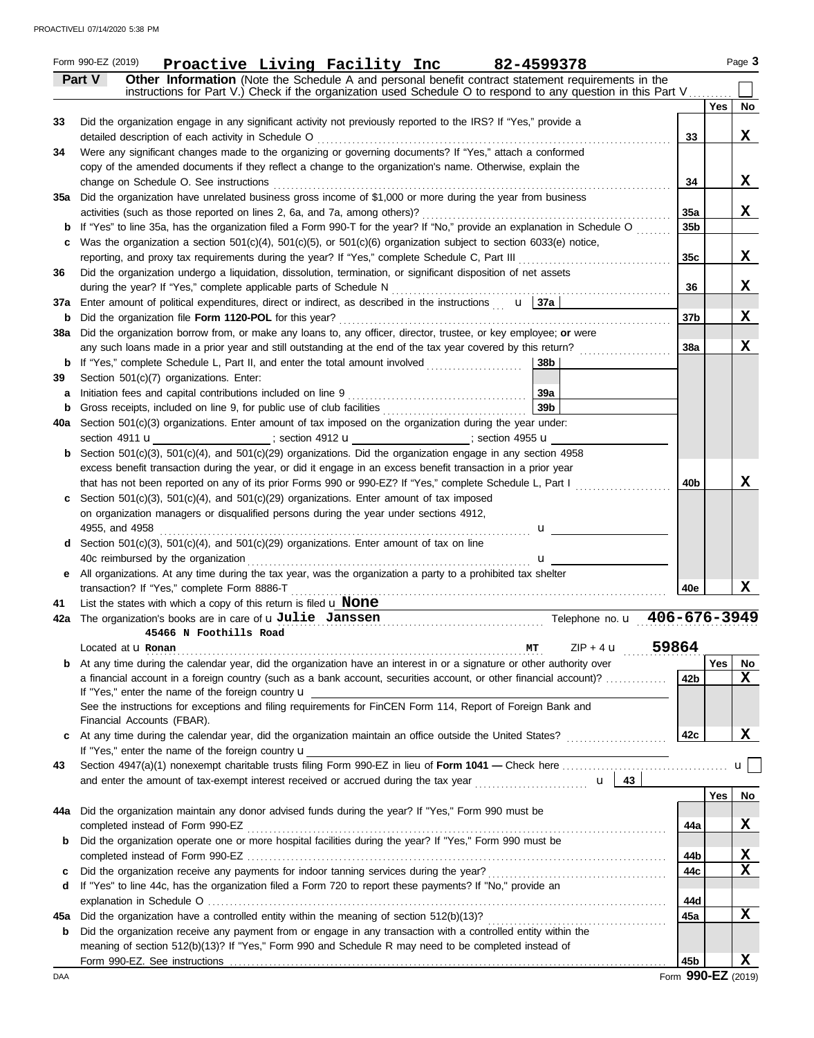Form 990-EZ (2019) **Proactive Living Facility Inc** **82-4599378** Page **3**

**Part V** **Other Information** (Note the Schedule A and personal benefit contract statement requirements in the instructions for Part V.) Check if the organization used Schedule O to respond to any question in this Part V ☐

| | | | Yes | No |
|---|---|---|---|---|
| **33** | Did the organization engage in any significant activity not previously reported to the IRS? If "Yes," provide a detailed description of each activity in Schedule O | **33** | | **X** |
| **34** | Were any significant changes made to the organizing or governing documents? If "Yes," attach a conformed copy of the amended documents if they reflect a change to the organization's name. Otherwise, explain the change on Schedule O. See instructions | **34** | | **X** |
| **35a** | Did the organization have unrelated business gross income of $1,000 or more during the year from business activities (such as those reported on lines 2, 6a, and 7a, among others)? | **35a** | | **X** |
| **b** | If "Yes" to line 35a, has the organization filed a Form 990-T for the year? If "No," provide an explanation in Schedule O | **35b** | | |
| **c** | Was the organization a section 501(c)(4), 501(c)(5), or 501(c)(6) organization subject to section 6033(e) notice, reporting, and proxy tax requirements during the year? If "Yes," complete Schedule C, Part III | **35c** | | **X** |
| **36** | Did the organization undergo a liquidation, dissolution, termination, or significant disposition of net assets during the year? If "Yes," complete applicable parts of Schedule N | **36** | | **X** |
| **37a** | Enter amount of political expenditures, direct or indirect, as described in the instructions u **37a** | | | |
| **b** | Did the organization file **Form 1120-POL** for this year? | **37b** | | **X** |
| **38a** | Did the organization borrow from, or make any loans to, any officer, director, trustee, or key employee; **or** were any such loans made in a prior year and still outstanding at the end of the tax year covered by this return? | **38a** | | **X** |
| **b** | If "Yes," complete Schedule L, Part II, and enter the total amount involved **38b** | | | |
| **39** | Section 501(c)(7) organizations. Enter: | | | |
| **a** | Initiation fees and capital contributions included on line 9 **39a** | | | |
| **b** | Gross receipts, included on line 9, for public use of club facilities **39b** | | | |
| **40a** | Section 501(c)(3) organizations. Enter amount of tax imposed on the organization during the year under: section 4911 u ; section 4912 u ; section 4955 u | | | |
| **b** | Section 501(c)(3), 501(c)(4), and 501(c)(29) organizations. Did the organization engage in any section 4958 excess benefit transaction during the year, or did it engage in an excess benefit transaction in a prior year that has not been reported on any of its prior Forms 990 or 990-EZ? If "Yes," complete Schedule L, Part I | **40b** | | **X** |
| **c** | Section 501(c)(3), 501(c)(4), and 501(c)(29) organizations. Enter amount of tax imposed on organization managers or disqualified persons during the year under sections 4912, 4955, and 4958 u | | | |
| **d** | Section 501(c)(3), 501(c)(4), and 501(c)(29) organizations. Enter amount of tax on line 40c reimbursed by the organization u | | | |
| **e** | All organizations. At any time during the tax year, was the organization a party to a prohibited tax shelter transaction? If "Yes," complete Form 8886-T | **40e** | | **X** |

**41** List the states with which a copy of this return is filed u **None**

**42a** The organization's books are in care of u **Julie Janssen** Telephone no. u **406-676-3949**

**45466 N Foothills Road**

Located at u **Ronan** **MT** ZIP + 4 u **59864**

| | | | Yes | No |
|---|---|---|---|---|
| **b** | At any time during the calendar year, did the organization have an interest in or a signature or other authority over a financial account in a foreign country (such as a bank account, securities account, or other financial account)? If "Yes," enter the name of the foreign country u See the instructions for exceptions and filing requirements for FinCEN Form 114, Report of Foreign Bank and Financial Accounts (FBAR). | **42b** | | **X** |
| **c** | At any time during the calendar year, did the organization maintain an office outside the United States? If "Yes," enter the name of the foreign country u | **42c** | | **X** |

**43** Section 4947(a)(1) nonexempt charitable trusts filing Form 990-EZ in lieu of **Form 1041 —** Check here u ☐ and enter the amount of tax-exempt interest received or accrued during the tax year u **43**

| | | | Yes | No |
|---|---|---|---|---|
| **44a** | Did the organization maintain any donor advised funds during the year? If "Yes," Form 990 must be completed instead of Form 990-EZ | **44a** | | **X** |
| **b** | Did the organization operate one or more hospital facilities during the year? If "Yes," Form 990 must be completed instead of Form 990-EZ | **44b** | | **X** |
| **c** | Did the organization receive any payments for indoor tanning services during the year? | **44c** | | **X** |
| **d** | If "Yes" to line 44c, has the organization filed a Form 720 to report these payments? If "No," provide an explanation in Schedule O | **44d** | | |
| **45a** | Did the organization have a controlled entity within the meaning of section 512(b)(13)? | **45a** | | **X** |
| **b** | Did the organization receive any payment from or engage in any transaction with a controlled entity within the meaning of section 512(b)(13)? If "Yes," Form 990 and Schedule R may need to be completed instead of Form 990-EZ. See instructions | **45b** | | **X** |

Form **990-EZ** (2019)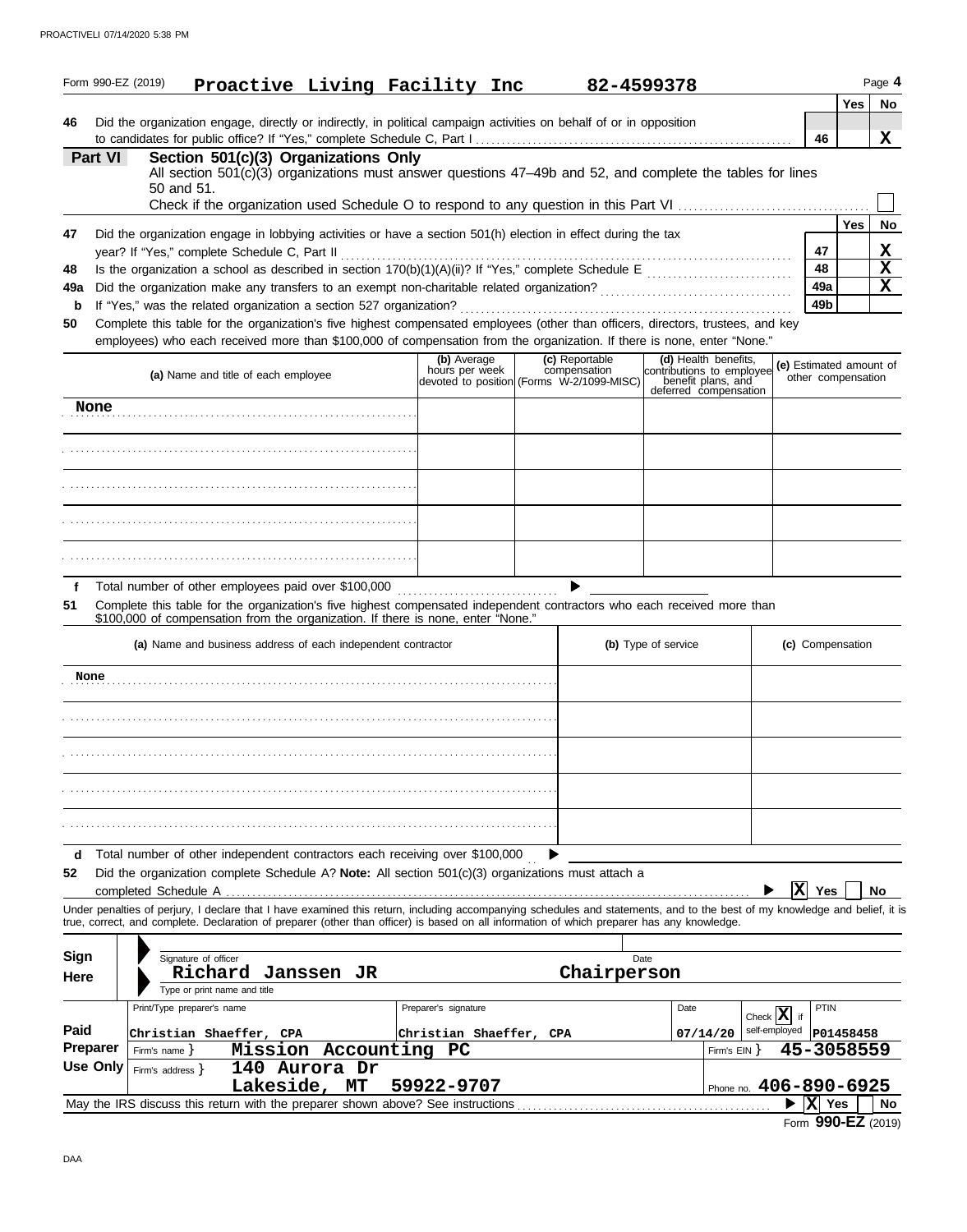Form 990-EZ (2019) **Proactive Living Facility Inc** **82-4599378** Page **4**

| | | | Yes | No |
|---|---|---|---|---|
| **46** | Did the organization engage, directly or indirectly, in political campaign activities on behalf of or in opposition to candidates for public office? If "Yes," complete Schedule C, Part I | 46 | | X |

## Part VI Section 501(c)(3) Organizations Only

All section 501(c)(3) organizations must answer questions 47–49b and 52, and complete the tables for lines 50 and 51.

Check if the organization used Schedule O to respond to any question in this Part VI ☐

| | | | Yes | No |
|---|---|---|---|---|
| **47** | Did the organization engage in lobbying activities or have a section 501(h) election in effect during the tax year? If "Yes," complete Schedule C, Part II | 47 | | X |
| **48** | Is the organization a school as described in section 170(b)(1)(A)(ii)? If "Yes," complete Schedule E | 48 | | X |
| **49a** | Did the organization make any transfers to an exempt non-charitable related organization? | 49a | | X |
| **b** | If "Yes," was the related organization a section 527 organization? | 49b | | |

**50** Complete this table for the organization's five highest compensated employees (other than officers, directors, trustees, and key employees) who each received more than $100,000 of compensation from the organization. If there is none, enter "None."

| (a) Name and title of each employee | (b) Average hours per week devoted to position | (c) Reportable compensation (Forms W-2/1099-MISC) | (d) Health benefits, contributions to employee benefit plans, and deferred compensation | (e) Estimated amount of other compensation |
|---|---|---|---|---|
| None | | | | |
| | | | | |
| | | | | |
| | | | | |
| | | | | |

**f** Total number of other employees paid over $100,000 ▶

**51** Complete this table for the organization's five highest compensated independent contractors who each received more than $100,000 of compensation from the organization. If there is none, enter "None."

| (a) Name and business address of each independent contractor | (b) Type of service | (c) Compensation |
|---|---|---|
| None | | |
| | | |
| | | |
| | | |
| | | |

**d** Total number of other independent contractors each receiving over $100,000 ▶

**52** Did the organization complete Schedule A? **Note:** All section 501(c)(3) organizations must attach a completed Schedule A ▶ ☒ Yes ☐ No

Under penalties of perjury, I declare that I have examined this return, including accompanying schedules and statements, and to the best of my knowledge and belief, it is true, correct, and complete. Declaration of preparer (other than officer) is based on all information of which preparer has any knowledge.

**Sign Here**

Signature of officer — Date

**Richard Janssen JR** — **Chairperson**

Type or print name and title

**Paid Preparer Use Only**

| Print/Type preparer's name | Preparer's signature | Date | Check ☒ if self-employed | PTIN |
|---|---|---|---|---|
| Christian Shaeffer, CPA | Christian Shaeffer, CPA | 07/14/20 | | P01458458 |

Firm's name } **Mission Accounting PC** — Firm's EIN } **45-3058559**

Firm's address } **140 Aurora Dr, Lakeside, MT 59922-9707** — Phone no. **406-890-6925**

May the IRS discuss this return with the preparer shown above? See instructions ▶ ☒ Yes ☐ No

Form **990-EZ** (2019)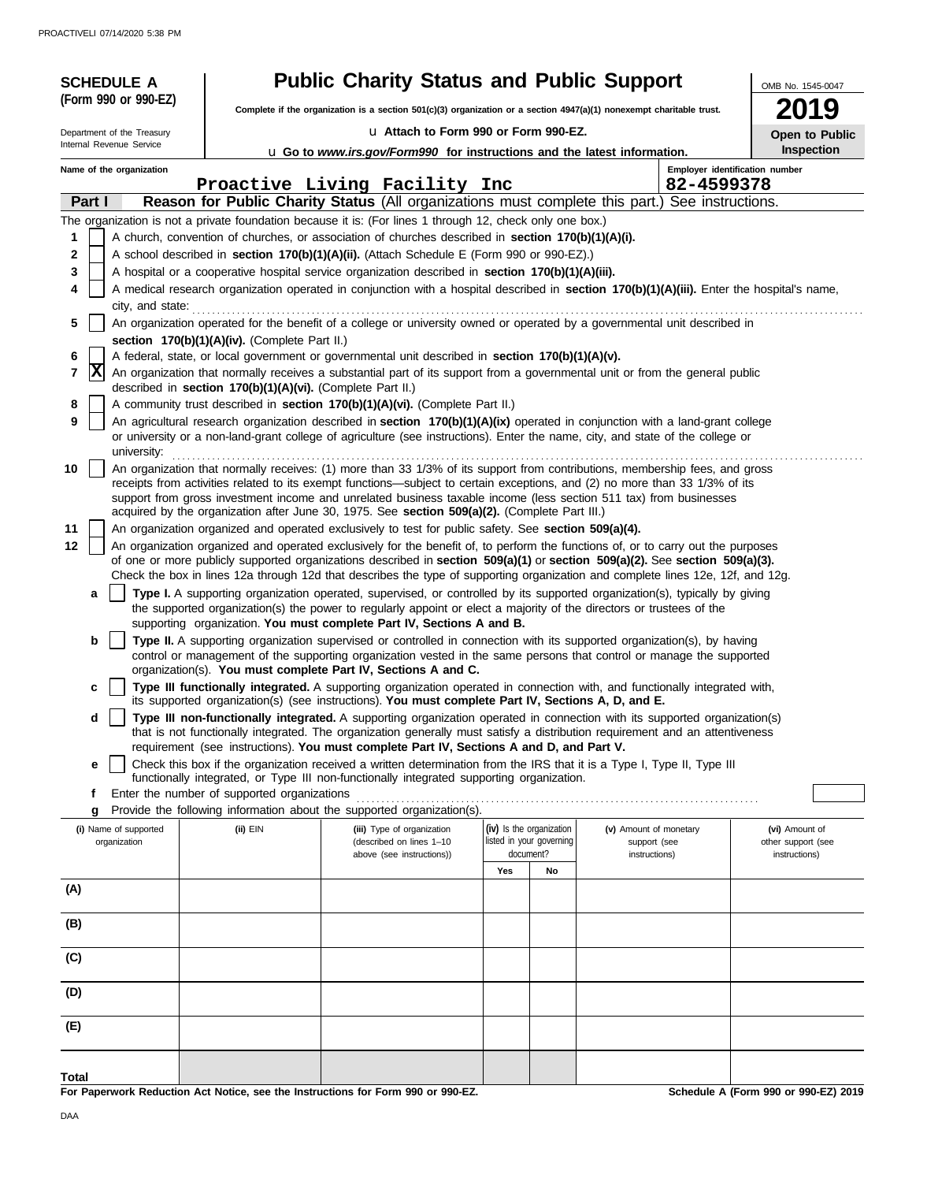PROACTIVELI 07/14/2020 5:38 PM

**SCHEDULE A (Form 990 or 990-EZ)**

Department of the Treasury
Internal Revenue Service

# Public Charity Status and Public Support

**Complete if the organization is a section 501(c)(3) organization or a section 4947(a)(1) nonexempt charitable trust.**

u Attach to Form 990 or Form 990-EZ.

u Go to *www.irs.gov/Form990* for instructions and the latest information.

OMB No. 1545-0047

**2019**

**Open to Public Inspection**

Name of the organization: Proactive Living Facility Inc

Employer identification number: 82-4599378

## Part I Reason for Public Charity Status (All organizations must complete this part.) See instructions.

The organization is not a private foundation because it is: (For lines 1 through 12, check only one box.)

1 [ ] A church, convention of churches, or association of churches described in **section 170(b)(1)(A)(i).**

2 [ ] A school described in **section 170(b)(1)(A)(ii).** (Attach Schedule E (Form 990 or 990-EZ).)

3 [ ] A hospital or a cooperative hospital service organization described in **section 170(b)(1)(A)(iii).**

4 [ ] A medical research organization operated in conjunction with a hospital described in **section 170(b)(1)(A)(iii).** Enter the hospital's name, city, and state:

5 [ ] An organization operated for the benefit of a college or university owned or operated by a governmental unit described in **section 170(b)(1)(A)(iv).** (Complete Part II.)

6 [ ] A federal, state, or local government or governmental unit described in **section 170(b)(1)(A)(v).**

7 [X] An organization that normally receives a substantial part of its support from a governmental unit or from the general public described in **section 170(b)(1)(A)(vi).** (Complete Part II.)

8 [ ] A community trust described in **section 170(b)(1)(A)(vi).** (Complete Part II.)

9 [ ] An agricultural research organization described in **section 170(b)(1)(A)(ix)** operated in conjunction with a land-grant college or university or a non-land-grant college of agriculture (see instructions). Enter the name, city, and state of the college or university:

10 [ ] An organization that normally receives: (1) more than 33 1/3% of its support from contributions, membership fees, and gross receipts from activities related to its exempt functions—subject to certain exceptions, and (2) no more than 33 1/3% of its support from gross investment income and unrelated business taxable income (less section 511 tax) from businesses acquired by the organization after June 30, 1975. See **section 509(a)(2).** (Complete Part III.)

11 [ ] An organization organized and operated exclusively to test for public safety. See **section 509(a)(4).**

12 [ ] An organization organized and operated exclusively for the benefit of, to perform the functions of, or to carry out the purposes of one or more publicly supported organizations described in **section 509(a)(1)** or **section 509(a)(2).** See **section 509(a)(3).** Check the box in lines 12a through 12d that describes the type of supporting organization and complete lines 12e, 12f, and 12g.

a [ ] **Type I.** A supporting organization operated, supervised, or controlled by its supported organization(s), typically by giving the supported organization(s) the power to regularly appoint or elect a majority of the directors or trustees of the supporting organization. **You must complete Part IV, Sections A and B.**

b [ ] **Type II.** A supporting organization supervised or controlled in connection with its supported organization(s), by having control or management of the supporting organization vested in the same persons that control or manage the supported organization(s). **You must complete Part IV, Sections A and C.**

c [ ] **Type III functionally integrated.** A supporting organization operated in connection with, and functionally integrated with, its supported organization(s) (see instructions). **You must complete Part IV, Sections A, D, and E.**

d [ ] **Type III non-functionally integrated.** A supporting organization operated in connection with its supported organization(s) that is not functionally integrated. The organization generally must satisfy a distribution requirement and an attentiveness requirement (see instructions). **You must complete Part IV, Sections A and D, and Part V.**

e [ ] Check this box if the organization received a written determination from the IRS that it is a Type I, Type II, Type III functionally integrated, or Type III non-functionally integrated supporting organization.

f Enter the number of supported organizations

g Provide the following information about the supported organization(s).

| (i) Name of supported organization | (ii) EIN | (iii) Type of organization (described on lines 1–10 above (see instructions)) | (iv) Is the organization listed in your governing document? Yes | No | (v) Amount of monetary support (see instructions) | (vi) Amount of other support (see instructions) |
|---|---|---|---|---|---|---|
| (A) | | | | | | |
| (B) | | | | | | |
| (C) | | | | | | |
| (D) | | | | | | |
| (E) | | | | | | |
| Total | | | | | | |

**For Paperwork Reduction Act Notice, see the Instructions for Form 990 or 990-EZ.**

**Schedule A (Form 990 or 990-EZ) 2019**

DAA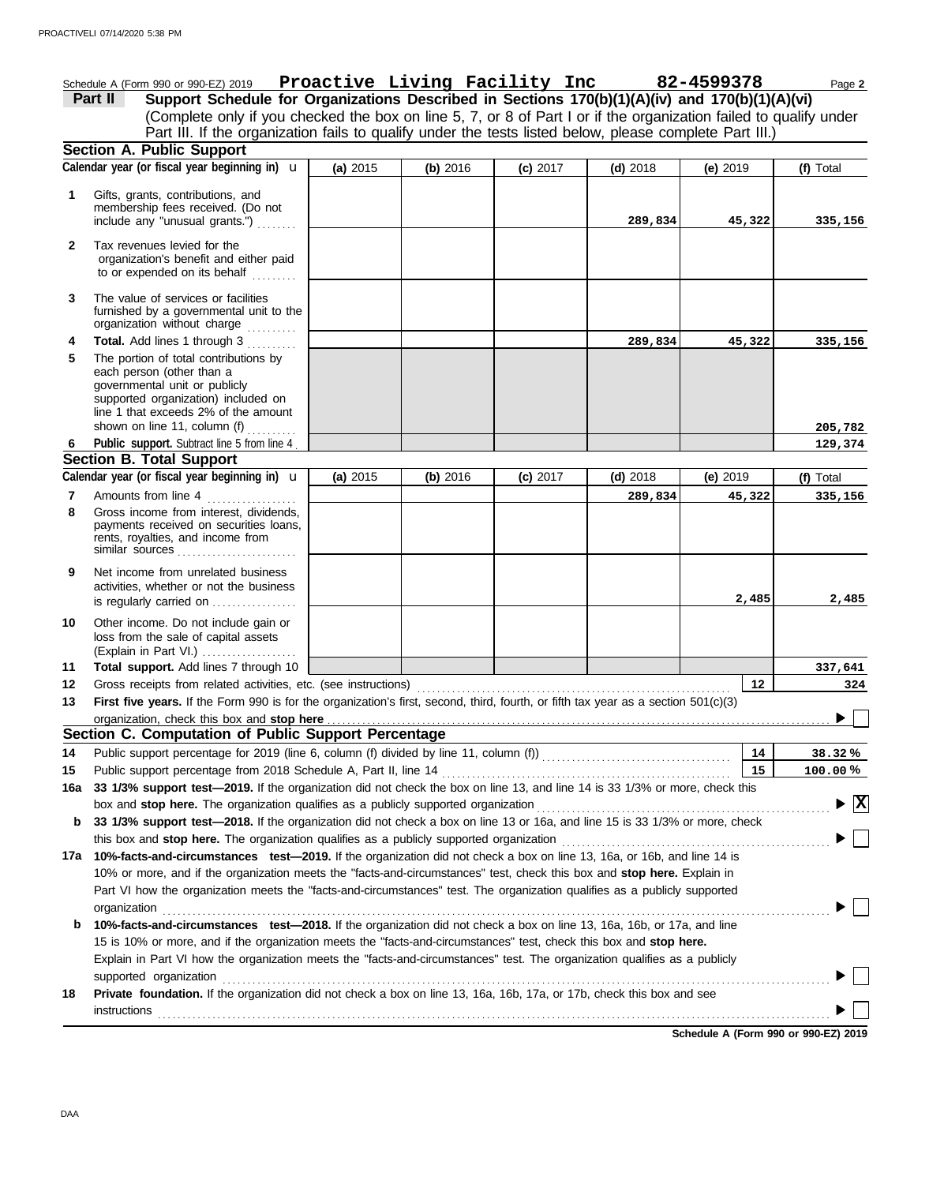Schedule A (Form 990 or 990-EZ) 2019 **Proactive Living Facility Inc** **82-4599378** Page **2**

## Part II Support Schedule for Organizations Described in Sections 170(b)(1)(A)(iv) and 170(b)(1)(A)(vi)

(Complete only if you checked the box on line 5, 7, or 8 of Part I or if the organization failed to qualify under Part III. If the organization fails to qualify under the tests listed below, please complete Part III.)

### Section A. Public Support

| Calendar year (or fiscal year beginning in) u | (a) 2015 | (b) 2016 | (c) 2017 | (d) 2018 | (e) 2019 | (f) Total |
|---|---|---|---|---|---|---|
| **1** Gifts, grants, contributions, and membership fees received. (Do not include any "unusual grants.") | | | | 289,834 | 45,322 | 335,156 |
| **2** Tax revenues levied for the organization's benefit and either paid to or expended on its behalf | | | | | | |
| **3** The value of services or facilities furnished by a governmental unit to the organization without charge | | | | | | |
| **4** **Total.** Add lines 1 through 3 | | | | 289,834 | 45,322 | 335,156 |
| **5** The portion of total contributions by each person (other than a governmental unit or publicly supported organization) included on line 1 that exceeds 2% of the amount shown on line 11, column (f) | | | | | | 205,782 |
| **6** **Public support.** Subtract line 5 from line 4 | | | | | | 129,374 |

### Section B. Total Support

| Calendar year (or fiscal year beginning in) u | (a) 2015 | (b) 2016 | (c) 2017 | (d) 2018 | (e) 2019 | (f) Total |
|---|---|---|---|---|---|---|
| **7** Amounts from line 4 | | | | 289,834 | 45,322 | 335,156 |
| **8** Gross income from interest, dividends, payments received on securities loans, rents, royalties, and income from similar sources | | | | | | |
| **9** Net income from unrelated business activities, whether or not the business is regularly carried on | | | | | 2,485 | 2,485 |
| **10** Other income. Do not include gain or loss from the sale of capital assets (Explain in Part VI.) | | | | | | |
| **11** **Total support.** Add lines 7 through 10 | | | | | | 337,641 |

**12** Gross receipts from related activities, etc. (see instructions) ..... **12** 324

**13** **First five years.** If the Form 990 is for the organization's first, second, third, fourth, or fifth tax year as a section 501(c)(3) organization, check this box and **stop here** ..... ☐

### Section C. Computation of Public Support Percentage

**14** Public support percentage for 2019 (line 6, column (f) divided by line 11, column (f)) ..... **14** 38.32 %

**15** Public support percentage from 2018 Schedule A, Part II, line 14 ..... **15** 100.00 %

**16a** **33 1/3% support test—2019.** If the organization did not check the box on line 13, and line 14 is 33 1/3% or more, check this box and **stop here.** The organization qualifies as a publicly supported organization ..... ☒

**b** **33 1/3% support test—2018.** If the organization did not check a box on line 13 or 16a, and line 15 is 33 1/3% or more, check this box and **stop here.** The organization qualifies as a publicly supported organization ..... ☐

**17a** **10%-facts-and-circumstances test—2019.** If the organization did not check a box on line 13, 16a, or 16b, and line 14 is 10% or more, and if the organization meets the "facts-and-circumstances" test, check this box and **stop here.** Explain in Part VI how the organization meets the "facts-and-circumstances" test. The organization qualifies as a publicly supported organization ..... ☐

**b** **10%-facts-and-circumstances test—2018.** If the organization did not check a box on line 13, 16a, 16b, or 17a, and line 15 is 10% or more, and if the organization meets the "facts-and-circumstances" test, check this box and **stop here.** Explain in Part VI how the organization meets the "facts-and-circumstances" test. The organization qualifies as a publicly supported organization ..... ☐

**18** **Private foundation.** If the organization did not check a box on line 13, 16a, 16b, 17a, or 17b, check this box and see instructions ..... ☐

**Schedule A (Form 990 or 990-EZ) 2019**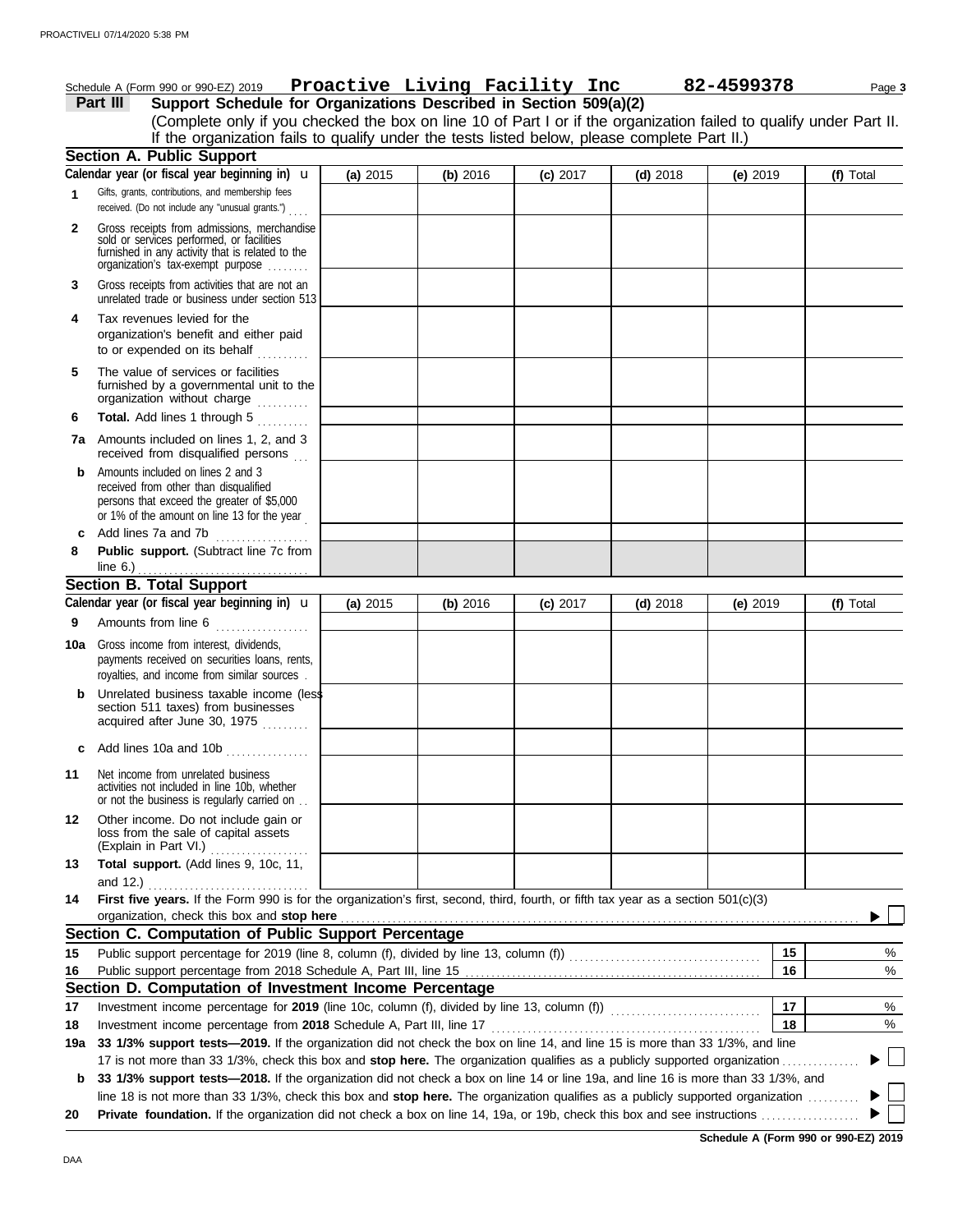Schedule A (Form 990 or 990-EZ) 2019 **Proactive Living Facility Inc** **82-4599378** Page **3**

## Part III Support Schedule for Organizations Described in Section 509(a)(2)

(Complete only if you checked the box on line 10 of Part I or if the organization failed to qualify under Part II. If the organization fails to qualify under the tests listed below, please complete Part II.)

### Section A. Public Support

| Calendar year (or fiscal year beginning in) | (a) 2015 | (b) 2016 | (c) 2017 | (d) 2018 | (e) 2019 | (f) Total |
|---|---|---|---|---|---|---|
| **1** Gifts, grants, contributions, and membership fees received. (Do not include any "unusual grants.") | | | | | | |
| **2** Gross receipts from admissions, merchandise sold or services performed, or facilities furnished in any activity that is related to the organization's tax-exempt purpose | | | | | | |
| **3** Gross receipts from activities that are not an unrelated trade or business under section 513 | | | | | | |
| **4** Tax revenues levied for the organization's benefit and either paid to or expended on its behalf | | | | | | |
| **5** The value of services or facilities furnished by a governmental unit to the organization without charge | | | | | | |
| **6 Total.** Add lines 1 through 5 | | | | | | |
| **7a** Amounts included on lines 1, 2, and 3 received from disqualified persons | | | | | | |
| **b** Amounts included on lines 2 and 3 received from other than disqualified persons that exceed the greater of $5,000 or 1% of the amount on line 13 for the year | | | | | | |
| **c** Add lines 7a and 7b | | | | | | |
| **8 Public support.** (Subtract line 7c from line 6.) | | | | | | |

### Section B. Total Support

| Calendar year (or fiscal year beginning in) | (a) 2015 | (b) 2016 | (c) 2017 | (d) 2018 | (e) 2019 | (f) Total |
|---|---|---|---|---|---|---|
| **9** Amounts from line 6 | | | | | | |
| **10a** Gross income from interest, dividends, payments received on securities loans, rents, royalties, and income from similar sources | | | | | | |
| **b** Unrelated business taxable income (less section 511 taxes) from businesses acquired after June 30, 1975 | | | | | | |
| **c** Add lines 10a and 10b | | | | | | |
| **11** Net income from unrelated business activities not included in line 10b, whether or not the business is regularly carried on | | | | | | |
| **12** Other income. Do not include gain or loss from the sale of capital assets (Explain in Part VI.) | | | | | | |
| **13 Total support.** (Add lines 9, 10c, 11, and 12.) | | | | | | |

**14 First five years.** If the Form 990 is for the organization's first, second, third, fourth, or fifth tax year as a section 501(c)(3) organization, check this box and **stop here** ☐

### Section C. Computation of Public Support Percentage

| | | | |
|---|---|---|---|
| **15** | Public support percentage for 2019 (line 8, column (f), divided by line 13, column (f)) | 15 | % |
| **16** | Public support percentage from 2018 Schedule A, Part III, line 15 | 16 | % |

### Section D. Computation of Investment Income Percentage

| | | | |
|---|---|---|---|
| **17** | Investment income percentage for **2019** (line 10c, column (f), divided by line 13, column (f)) | 17 | % |
| **18** | Investment income percentage from **2018** Schedule A, Part III, line 17 | 18 | % |

**19a 33 1/3% support tests—2019.** If the organization did not check the box on line 14, and line 15 is more than 33 1/3%, and line 17 is not more than 33 1/3%, check this box and **stop here.** The organization qualifies as a publicly supported organization ☐

**b 33 1/3% support tests—2018.** If the organization did not check a box on line 14 or line 19a, and line 16 is more than 33 1/3%, and line 18 is not more than 33 1/3%, check this box and **stop here.** The organization qualifies as a publicly supported organization ☐

**20 Private foundation.** If the organization did not check a box on line 14, 19a, or 19b, check this box and see instructions ☐

**Schedule A (Form 990 or 990-EZ) 2019**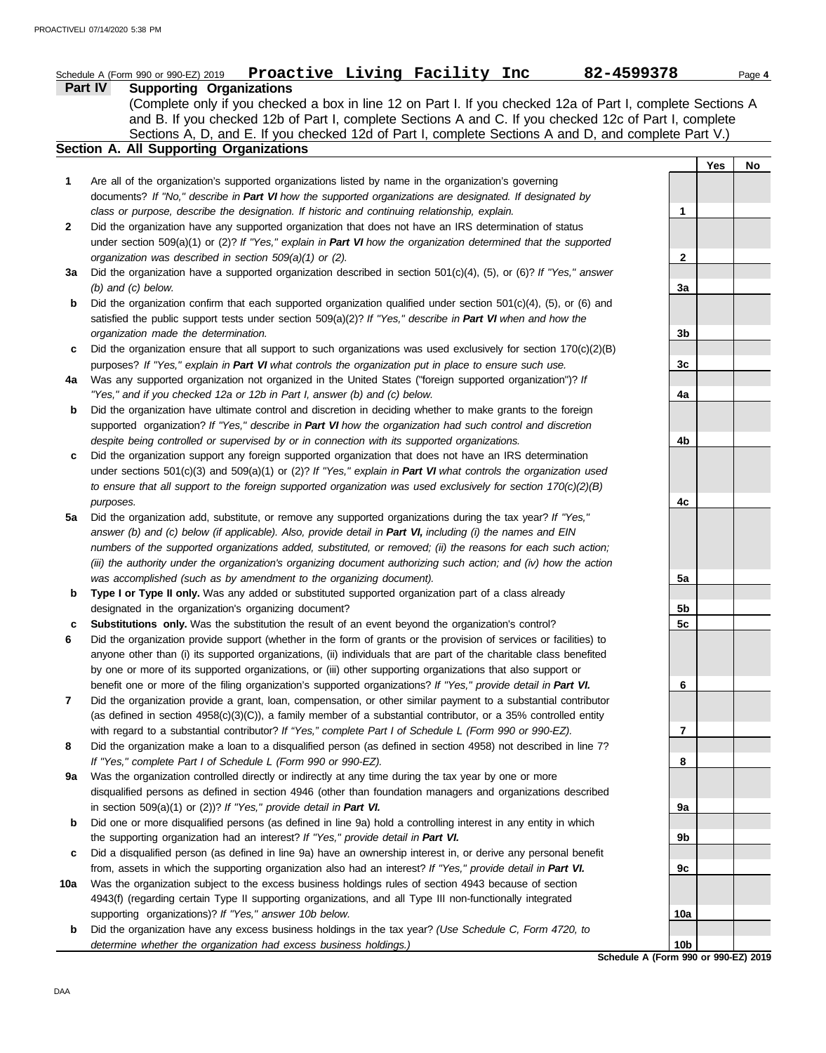Schedule A (Form 990 or 990-EZ) 2019 **Proactive Living Facility Inc** **82-4599378** Page **4**

## Part IV Supporting Organizations

(Complete only if you checked a box in line 12 on Part I. If you checked 12a of Part I, complete Sections A and B. If you checked 12b of Part I, complete Sections A and C. If you checked 12c of Part I, complete Sections A, D, and E. If you checked 12d of Part I, complete Sections A and D, and complete Part V.)

### Section A. All Supporting Organizations

| | | | Yes | No |
|---|---|---|---|---|
| **1** | Are all of the organization's supported organizations listed by name in the organization's governing documents? *If "No," describe in **Part VI** how the supported organizations are designated. If designated by class or purpose, describe the designation. If historic and continuing relationship, explain.* | 1 | | |
| **2** | Did the organization have any supported organization that does not have an IRS determination of status under section 509(a)(1) or (2)? *If "Yes," explain in **Part VI** how the organization determined that the supported organization was described in section 509(a)(1) or (2).* | 2 | | |
| **3a** | Did the organization have a supported organization described in section 501(c)(4), (5), or (6)? *If "Yes," answer (b) and (c) below.* | 3a | | |
| **b** | Did the organization confirm that each supported organization qualified under section 501(c)(4), (5), or (6) and satisfied the public support tests under section 509(a)(2)? *If "Yes," describe in **Part VI** when and how the organization made the determination.* | 3b | | |
| **c** | Did the organization ensure that all support to such organizations was used exclusively for section 170(c)(2)(B) purposes? *If "Yes," explain in **Part VI** what controls the organization put in place to ensure such use.* | 3c | | |
| **4a** | Was any supported organization not organized in the United States ("foreign supported organization")? *If "Yes," and if you checked 12a or 12b in Part I, answer (b) and (c) below.* | 4a | | |
| **b** | Did the organization have ultimate control and discretion in deciding whether to make grants to the foreign supported organization? *If "Yes," describe in **Part VI** how the organization had such control and discretion despite being controlled or supervised by or in connection with its supported organizations.* | 4b | | |
| **c** | Did the organization support any foreign supported organization that does not have an IRS determination under sections 501(c)(3) and 509(a)(1) or (2)? *If "Yes," explain in **Part VI** what controls the organization used to ensure that all support to the foreign supported organization was used exclusively for section 170(c)(2)(B) purposes.* | 4c | | |
| **5a** | Did the organization add, substitute, or remove any supported organizations during the tax year? *If "Yes," answer (b) and (c) below (if applicable). Also, provide detail in **Part VI,** including (i) the names and EIN numbers of the supported organizations added, substituted, or removed; (ii) the reasons for each such action; (iii) the authority under the organization's organizing document authorizing such action; and (iv) how the action was accomplished (such as by amendment to the organizing document).* | 5a | | |
| **b** | **Type I or Type II only.** Was any added or substituted supported organization part of a class already designated in the organization's organizing document? | 5b | | |
| **c** | **Substitutions only.** Was the substitution the result of an event beyond the organization's control? | 5c | | |
| **6** | Did the organization provide support (whether in the form of grants or the provision of services or facilities) to anyone other than (i) its supported organizations, (ii) individuals that are part of the charitable class benefited by one or more of its supported organizations, or (iii) other supporting organizations that also support or benefit one or more of the filing organization's supported organizations? *If "Yes," provide detail in **Part VI.*** | 6 | | |
| **7** | Did the organization provide a grant, loan, compensation, or other similar payment to a substantial contributor (as defined in section 4958(c)(3)(C)), a family member of a substantial contributor, or a 35% controlled entity with regard to a substantial contributor? *If "Yes," complete Part I of Schedule L (Form 990 or 990-EZ).* | 7 | | |
| **8** | Did the organization make a loan to a disqualified person (as defined in section 4958) not described in line 7? *If "Yes," complete Part I of Schedule L (Form 990 or 990-EZ).* | 8 | | |
| **9a** | Was the organization controlled directly or indirectly at any time during the tax year by one or more disqualified persons as defined in section 4946 (other than foundation managers and organizations described in section 509(a)(1) or (2))? *If "Yes," provide detail in **Part VI.*** | 9a | | |
| **b** | Did one or more disqualified persons (as defined in line 9a) hold a controlling interest in any entity in which the supporting organization had an interest? *If "Yes," provide detail in **Part VI.*** | 9b | | |
| **c** | Did a disqualified person (as defined in line 9a) have an ownership interest in, or derive any personal benefit from, assets in which the supporting organization also had an interest? *If "Yes," provide detail in **Part VI.*** | 9c | | |
| **10a** | Was the organization subject to the excess business holdings rules of section 4943 because of section 4943(f) (regarding certain Type II supporting organizations, and all Type III non-functionally integrated supporting organizations)? *If "Yes," answer 10b below.* | 10a | | |
| **b** | Did the organization have any excess business holdings in the tax year? *(Use Schedule C, Form 4720, to determine whether the organization had excess business holdings.)* | 10b | | |

**Schedule A (Form 990 or 990-EZ) 2019**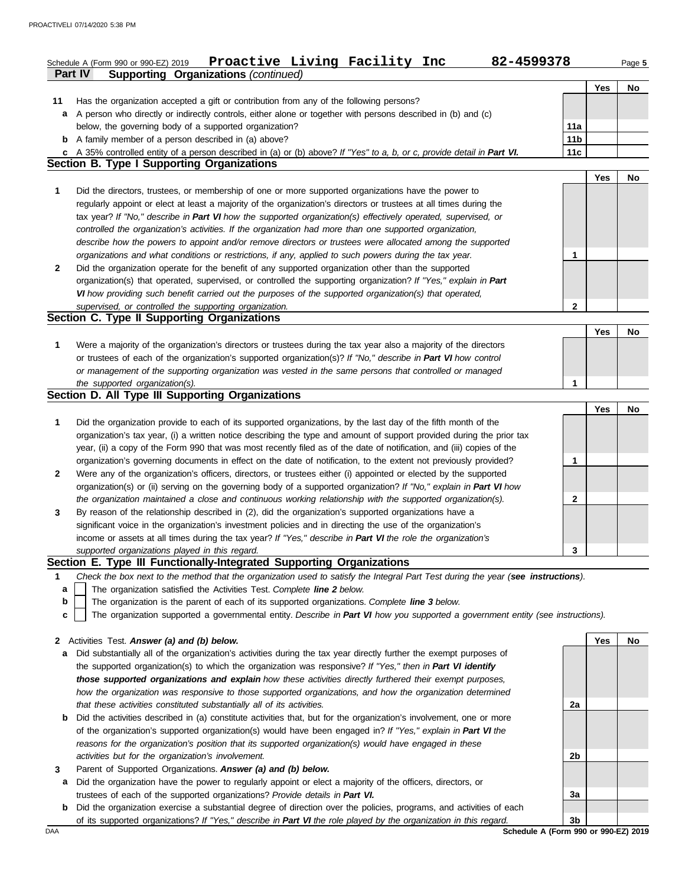Schedule A (Form 990 or 990-EZ) 2019 **Proactive Living Facility Inc** **82-4599378** Page **5**

## Part IV Supporting Organizations *(continued)*

| | | | Yes | No |
|---|---|---|---|---|
| **11** | Has the organization accepted a gift or contribution from any of the following persons? | | | |
| **a** | A person who directly or indirectly controls, either alone or together with persons described in (b) and (c) below, the governing body of a supported organization? | **11a** | | |
| **b** | A family member of a person described in (a) above? | **11b** | | |
| **c** | A 35% controlled entity of a person described in (a) or (b) above? *If "Yes" to a, b, or c, provide detail in **Part VI**.* | **11c** | | |

### Section B. Type I Supporting Organizations

| | | | Yes | No |
|---|---|---|---|---|
| **1** | Did the directors, trustees, or membership of one or more supported organizations have the power to regularly appoint or elect at least a majority of the organization's directors or trustees at all times during the tax year? *If "No," describe in **Part VI** how the supported organization(s) effectively operated, supervised, or controlled the organization's activities. If the organization had more than one supported organization, describe how the powers to appoint and/or remove directors or trustees were allocated among the supported organizations and what conditions or restrictions, if any, applied to such powers during the tax year.* | **1** | | |
| **2** | Did the organization operate for the benefit of any supported organization other than the supported organization(s) that operated, supervised, or controlled the supporting organization? *If "Yes," explain in **Part VI** how providing such benefit carried out the purposes of the supported organization(s) that operated, supervised, or controlled the supporting organization.* | **2** | | |

### Section C. Type II Supporting Organizations

| | | | Yes | No |
|---|---|---|---|---|
| **1** | Were a majority of the organization's directors or trustees during the tax year also a majority of the directors or trustees of each of the organization's supported organization(s)? *If "No," describe in **Part VI** how control or management of the supporting organization was vested in the same persons that controlled or managed the supported organization(s).* | **1** | | |

### Section D. All Type III Supporting Organizations

| | | | Yes | No |
|---|---|---|---|---|
| **1** | Did the organization provide to each of its supported organizations, by the last day of the fifth month of the organization's tax year, (i) a written notice describing the type and amount of support provided during the prior tax year, (ii) a copy of the Form 990 that was most recently filed as of the date of notification, and (iii) copies of the organization's governing documents in effect on the date of notification, to the extent not previously provided? | **1** | | |
| **2** | Were any of the organization's officers, directors, or trustees either (i) appointed or elected by the supported organization(s) or (ii) serving on the governing body of a supported organization? *If "No," explain in **Part VI** how the organization maintained a close and continuous working relationship with the supported organization(s).* | **2** | | |
| **3** | By reason of the relationship described in (2), did the organization's supported organizations have a significant voice in the organization's investment policies and in directing the use of the organization's income or assets at all times during the tax year? *If "Yes," describe in **Part VI** the role the organization's supported organizations played in this regard.* | **3** | | |

### Section E. Type III Functionally-Integrated Supporting Organizations

**1** *Check the box next to the method that the organization used to satisfy the Integral Part Test during the year (**see instructions**).*

- **a** ☐ The organization satisfied the Activities Test. *Complete **line 2** below.*
- **b** ☐ The organization is the parent of each of its supported organizations. *Complete **line 3** below.*
- **c** ☐ The organization supported a governmental entity. *Describe in **Part VI** how you supported a government entity (see instructions).*

| | | | Yes | No |
|---|---|---|---|---|
| **2** | Activities Test. ***Answer (a) and (b) below.*** | | | |
| **a** | Did substantially all of the organization's activities during the tax year directly further the exempt purposes of the supported organization(s) to which the organization was responsive? *If "Yes," then in **Part VI identify those supported organizations and explain** how these activities directly furthered their exempt purposes, how the organization was responsive to those supported organizations, and how the organization determined that these activities constituted substantially all of its activities.* | **2a** | | |
| **b** | Did the activities described in (a) constitute activities that, but for the organization's involvement, one or more of the organization's supported organization(s) would have been engaged in? *If "Yes," explain in **Part VI** the reasons for the organization's position that its supported organization(s) would have engaged in these activities but for the organization's involvement.* | **2b** | | |
| **3** | Parent of Supported Organizations. ***Answer (a) and (b) below.*** | | | |
| **a** | Did the organization have the power to regularly appoint or elect a majority of the officers, directors, or trustees of each of the supported organizations? *Provide details in **Part VI**.* | **3a** | | |
| **b** | Did the organization exercise a substantial degree of direction over the policies, programs, and activities of each of its supported organizations? *If "Yes," describe in **Part VI** the role played by the organization in this regard.* | **3b** | | |

**Schedule A (Form 990 or 990-EZ) 2019**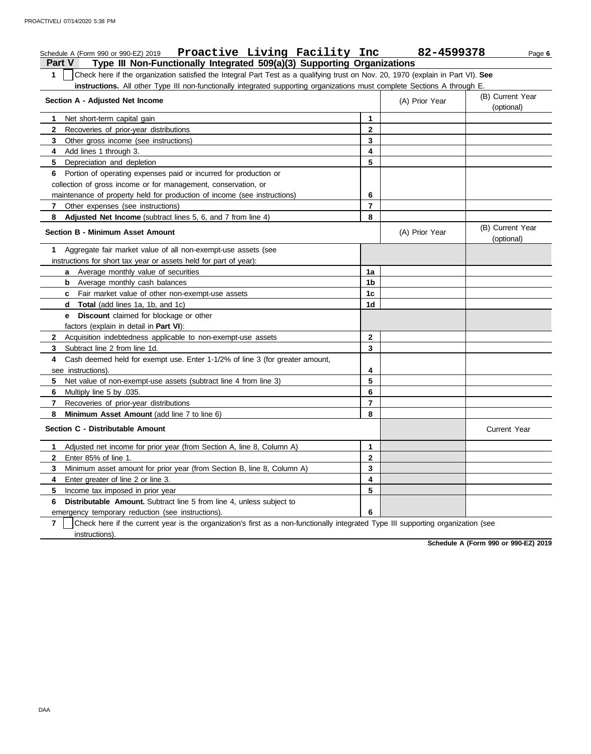Schedule A (Form 990 or 990-EZ) 2019 **Proactive Living Facility Inc** **82-4599378** Page **6**

## Part V Type III Non-Functionally Integrated 509(a)(3) Supporting Organizations

**1** ☐ Check here if the organization satisfied the Integral Part Test as a qualifying trust on Nov. 20, 1970 (explain in Part VI). **See instructions.** All other Type III non-functionally integrated supporting organizations must complete Sections A through E.

| **Section A - Adjusted Net Income** | | (A) Prior Year | (B) Current Year (optional) |
|---|---|---|---|
| **1** Net short-term capital gain | **1** | | |
| **2** Recoveries of prior-year distributions | **2** | | |
| **3** Other gross income (see instructions) | **3** | | |
| **4** Add lines 1 through 3. | **4** | | |
| **5** Depreciation and depletion | **5** | | |
| **6** Portion of operating expenses paid or incurred for production or collection of gross income or for management, conservation, or maintenance of property held for production of income (see instructions) | **6** | | |
| **7** Other expenses (see instructions) | **7** | | |
| **8** **Adjusted Net Income** (subtract lines 5, 6, and 7 from line 4) | **8** | | |

| **Section B - Minimum Asset Amount** | | (A) Prior Year | (B) Current Year (optional) |
|---|---|---|---|
| **1** Aggregate fair market value of all non-exempt-use assets (see instructions for short tax year or assets held for part of year): | | | |
| **a** Average monthly value of securities | **1a** | | |
| **b** Average monthly cash balances | **1b** | | |
| **c** Fair market value of other non-exempt-use assets | **1c** | | |
| **d** **Total** (add lines 1a, 1b, and 1c) | **1d** | | |
| **e** **Discount** claimed for blockage or other factors (explain in detail in **Part VI**): | | | |
| **2** Acquisition indebtedness applicable to non-exempt-use assets | **2** | | |
| **3** Subtract line 2 from line 1d. | **3** | | |
| **4** Cash deemed held for exempt use. Enter 1-1/2% of line 3 (for greater amount, see instructions). | **4** | | |
| **5** Net value of non-exempt-use assets (subtract line 4 from line 3) | **5** | | |
| **6** Multiply line 5 by .035. | **6** | | |
| **7** Recoveries of prior-year distributions | **7** | | |
| **8** **Minimum Asset Amount** (add line 7 to line 6) | **8** | | |

| **Section C - Distributable Amount** | | | Current Year |
|---|---|---|---|
| **1** Adjusted net income for prior year (from Section A, line 8, Column A) | **1** | | |
| **2** Enter 85% of line 1. | **2** | | |
| **3** Minimum asset amount for prior year (from Section B, line 8, Column A) | **3** | | |
| **4** Enter greater of line 2 or line 3. | **4** | | |
| **5** Income tax imposed in prior year | **5** | | |
| **6** **Distributable Amount.** Subtract line 5 from line 4, unless subject to emergency temporary reduction (see instructions). | **6** | | |

**7** ☐ Check here if the current year is the organization's first as a non-functionally integrated Type III supporting organization (see instructions).

**Schedule A (Form 990 or 990-EZ) 2019**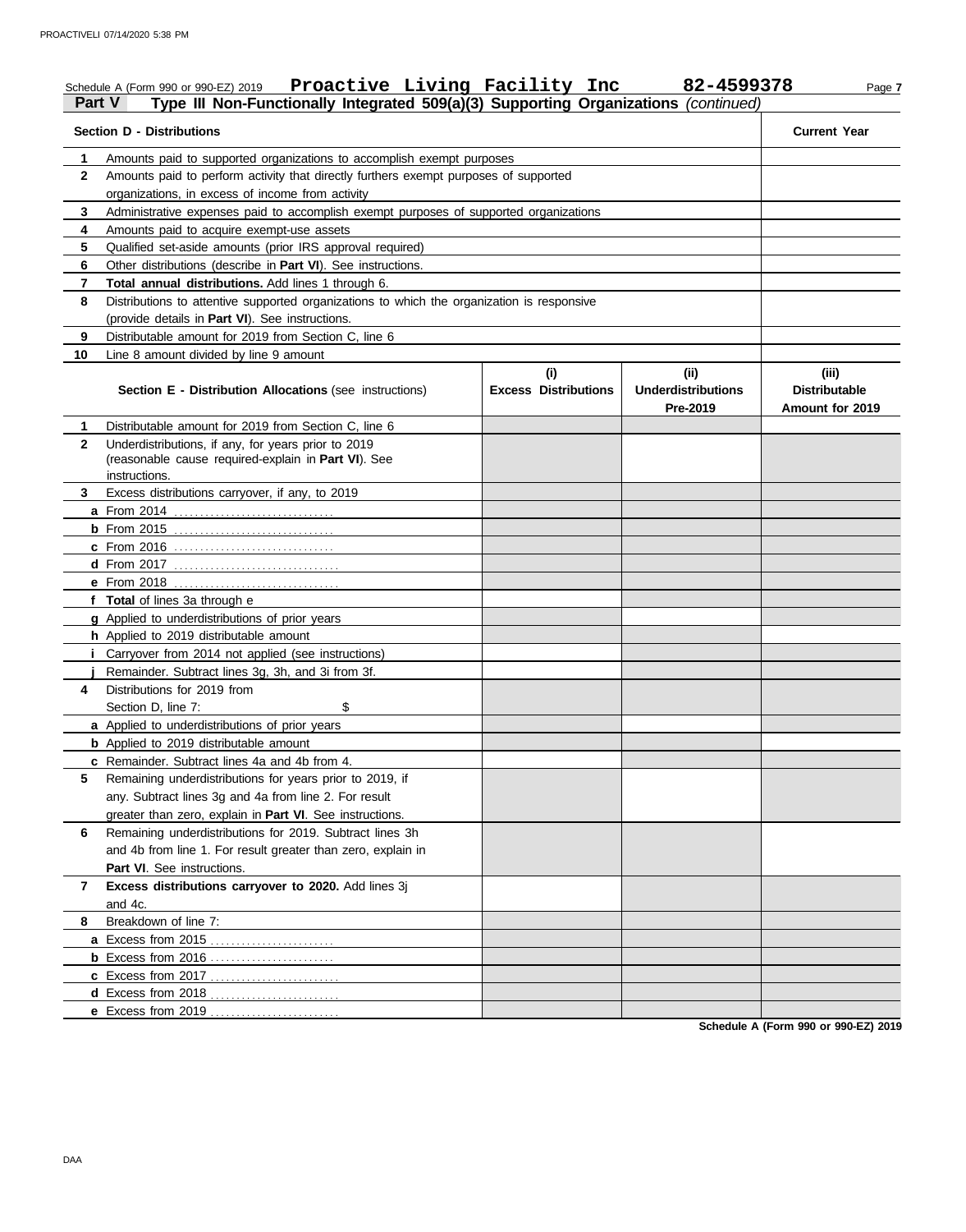Schedule A (Form 990 or 990-EZ) 2019 **Proactive Living Facility Inc 82-4599378**

**Part V Type III Non-Functionally Integrated 509(a)(3) Supporting Organizations** *(continued)*

| **Section D - Distributions** | | **Current Year** |
|---|---|---|
| **1** | Amounts paid to supported organizations to accomplish exempt purposes | |
| **2** | Amounts paid to perform activity that directly furthers exempt purposes of supported organizations, in excess of income from activity | |
| **3** | Administrative expenses paid to accomplish exempt purposes of supported organizations | |
| **4** | Amounts paid to acquire exempt-use assets | |
| **5** | Qualified set-aside amounts (prior IRS approval required) | |
| **6** | Other distributions (describe in **Part VI**). See instructions. | |
| **7** | **Total annual distributions.** Add lines 1 through 6. | |
| **8** | Distributions to attentive supported organizations to which the organization is responsive (provide details in **Part VI**). See instructions. | |
| **9** | Distributable amount for 2019 from Section C, line 6 | |
| **10** | Line 8 amount divided by line 9 amount | |

| | **Section E - Distribution Allocations** (see instructions) | **(i) Excess Distributions** | **(ii) Underdistributions Pre-2019** | **(iii) Distributable Amount for 2019** |
|---|---|---|---|---|
| **1** | Distributable amount for 2019 from Section C, line 6 | | | |
| **2** | Underdistributions, if any, for years prior to 2019 (reasonable cause required-explain in **Part VI**). See instructions. | | | |
| **3** | Excess distributions carryover, if any, to 2019 | | | |
| **a** | From 2014 | | | |
| **b** | From 2015 | | | |
| **c** | From 2016 | | | |
| **d** | From 2017 | | | |
| **e** | From 2018 | | | |
| **f** | **Total** of lines 3a through e | | | |
| **g** | Applied to underdistributions of prior years | | | |
| **h** | Applied to 2019 distributable amount | | | |
| **i** | Carryover from 2014 not applied (see instructions) | | | |
| **j** | Remainder. Subtract lines 3g, 3h, and 3i from 3f. | | | |
| **4** | Distributions for 2019 from Section D, line 7: $ | | | |
| **a** | Applied to underdistributions of prior years | | | |
| **b** | Applied to 2019 distributable amount | | | |
| **c** | Remainder. Subtract lines 4a and 4b from 4. | | | |
| **5** | Remaining underdistributions for years prior to 2019, if any. Subtract lines 3g and 4a from line 2. For result greater than zero, explain in **Part VI**. See instructions. | | | |
| **6** | Remaining underdistributions for 2019. Subtract lines 3h and 4b from line 1. For result greater than zero, explain in **Part VI**. See instructions. | | | |
| **7** | **Excess distributions carryover to 2020.** Add lines 3j and 4c. | | | |
| **8** | Breakdown of line 7: | | | |
| **a** | Excess from 2015 | | | |
| **b** | Excess from 2016 | | | |
| **c** | Excess from 2017 | | | |
| **d** | Excess from 2018 | | | |
| **e** | Excess from 2019 | | | |

**Schedule A (Form 990 or 990-EZ) 2019**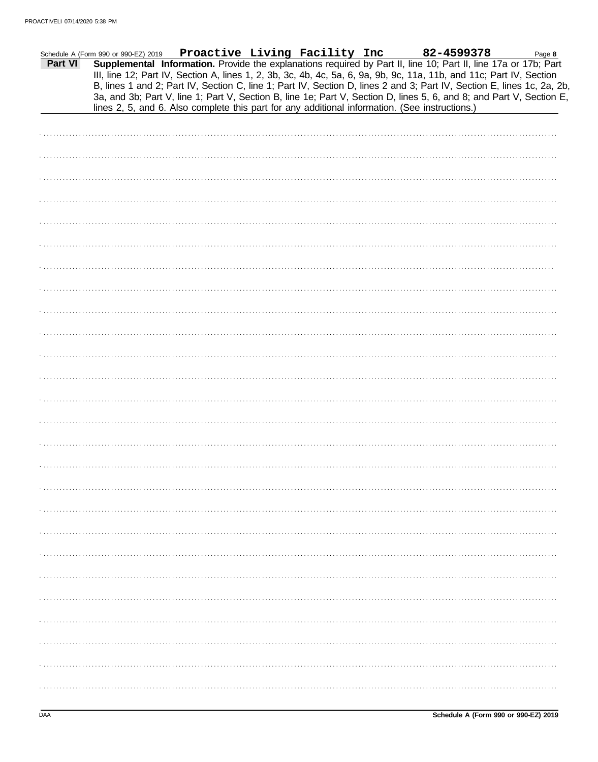Schedule A (Form 990 or 990-EZ) 2019 **Proactive Living Facility Inc** **82-4599378** Page **8**

**Part VI** **Supplemental Information.** Provide the explanations required by Part II, line 10; Part II, line 17a or 17b; Part III, line 12; Part IV, Section A, lines 1, 2, 3b, 3c, 4b, 4c, 5a, 6, 9a, 9b, 9c, 11a, 11b, and 11c; Part IV, Section B, lines 1 and 2; Part IV, Section C, line 1; Part IV, Section D, lines 2 and 3; Part IV, Section E, lines 1c, 2a, 2b, 3a, and 3b; Part V, line 1; Part V, Section B, line 1e; Part V, Section D, lines 5, 6, and 8; and Part V, Section E, lines 2, 5, and 6. Also complete this part for any additional information. (See instructions.)

DAA **Schedule A (Form 990 or 990-EZ) 2019**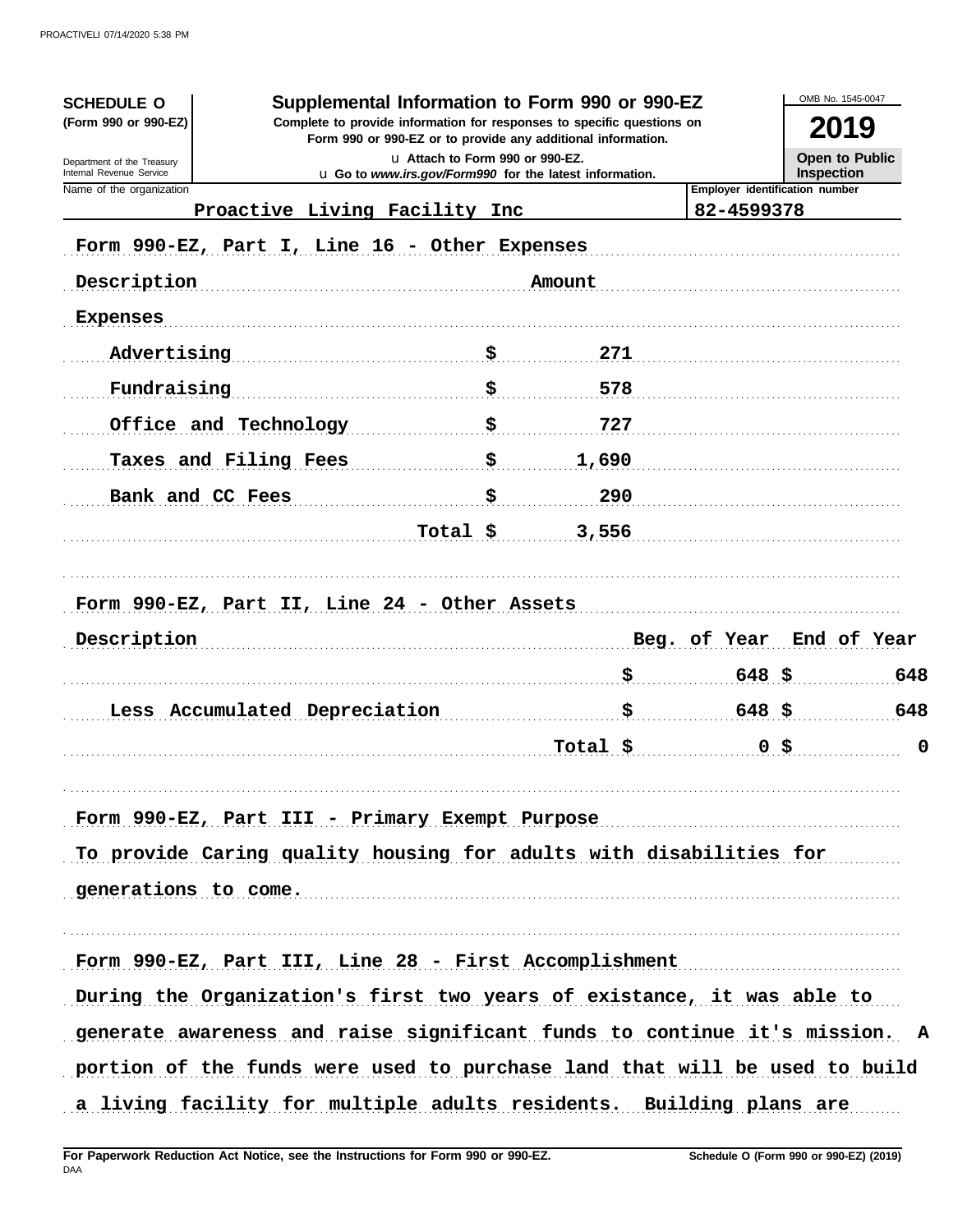**SCHEDULE O**
**(Form 990 or 990-EZ)**

Department of the Treasury
Internal Revenue Service

# Supplemental Information to Form 990 or 990-EZ

**Complete to provide information for responses to specific questions on Form 990 or 990-EZ or to provide any additional information.**

u Attach to Form 990 or 990-EZ.
u Go to *www.irs.gov/Form990* for the latest information.

OMB No. 1545-0047

**2019**

**Open to Public Inspection**

| Name of the organization | Employer identification number |
|---|---|
| Proactive Living Facility Inc | 82-4599378 |

## Form 990-EZ, Part I, Line 16 - Other Expenses

| Description | | Amount |
|---|---|---|
| Expenses | | |
| Advertising | $ | 271 |
| Fundraising | $ | 578 |
| Office and Technology | $ | 727 |
| Taxes and Filing Fees | $ | 1,690 |
| Bank and CC Fees | $ | 290 |
| Total | $ | 3,556 |

## Form 990-EZ, Part II, Line 24 - Other Assets

| Description | | Beg. of Year | | End of Year |
|---|---|---|---|---|
| | $ | 648 | $ | 648 |
| Less Accumulated Depreciation | $ | 648 | $ | 648 |
| Total | $ | 0 | $ | 0 |

## Form 990-EZ, Part III - Primary Exempt Purpose

To provide Caring quality housing for adults with disabilities for generations to come.

## Form 990-EZ, Part III, Line 28 - First Accomplishment

During the Organization's first two years of existance, it was able to generate awareness and raise significant funds to continue it's mission. A portion of the funds were used to purchase land that will be used to build a living facility for multiple adults residents. Building plans are

**For Paperwork Reduction Act Notice, see the Instructions for Form 990 or 990-EZ.** DAA **Schedule O (Form 990 or 990-EZ) (2019)**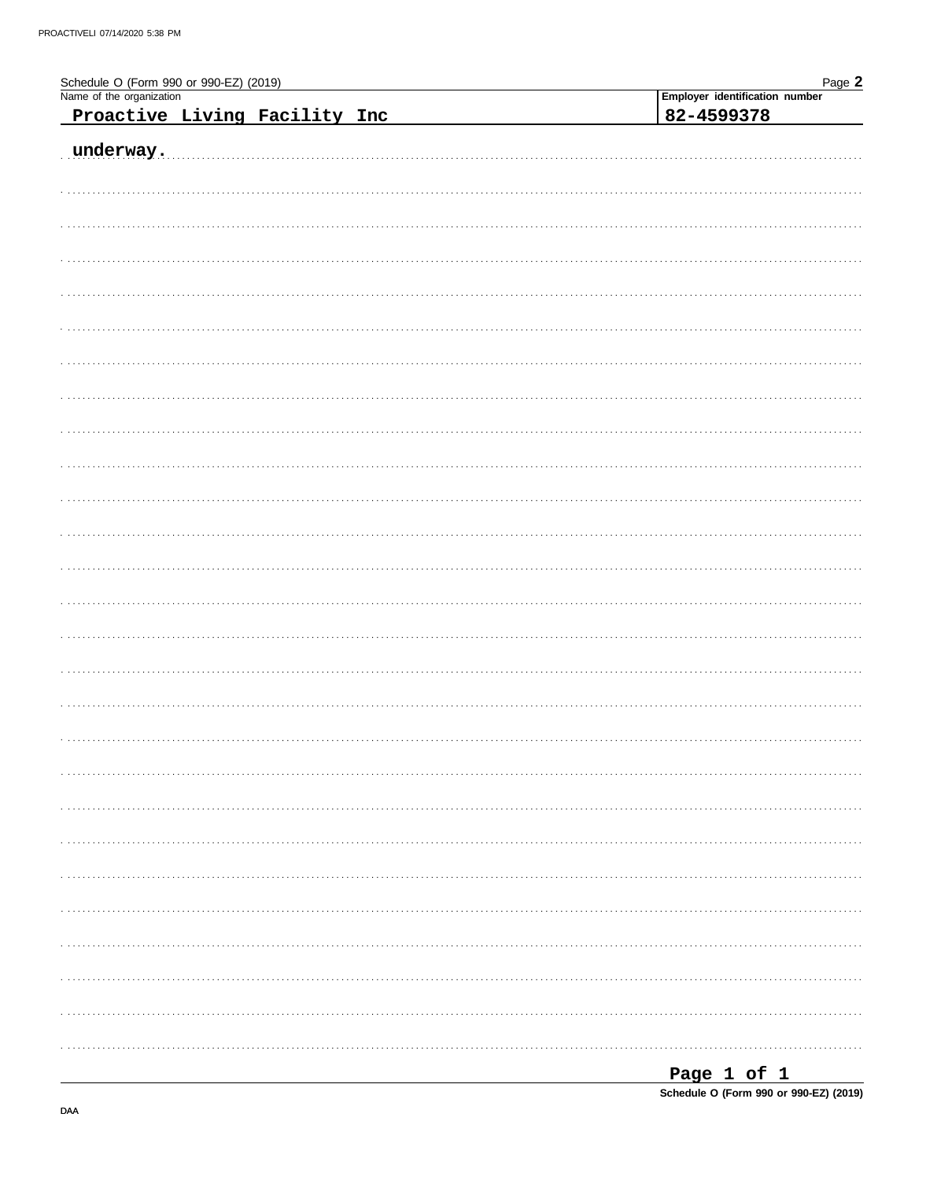Schedule O (Form 990 or 990-EZ) (2019)

| Name of the organization | Employer identification number |
| --- | --- |
| Proactive Living Facility Inc | 82-4599378 |

underway.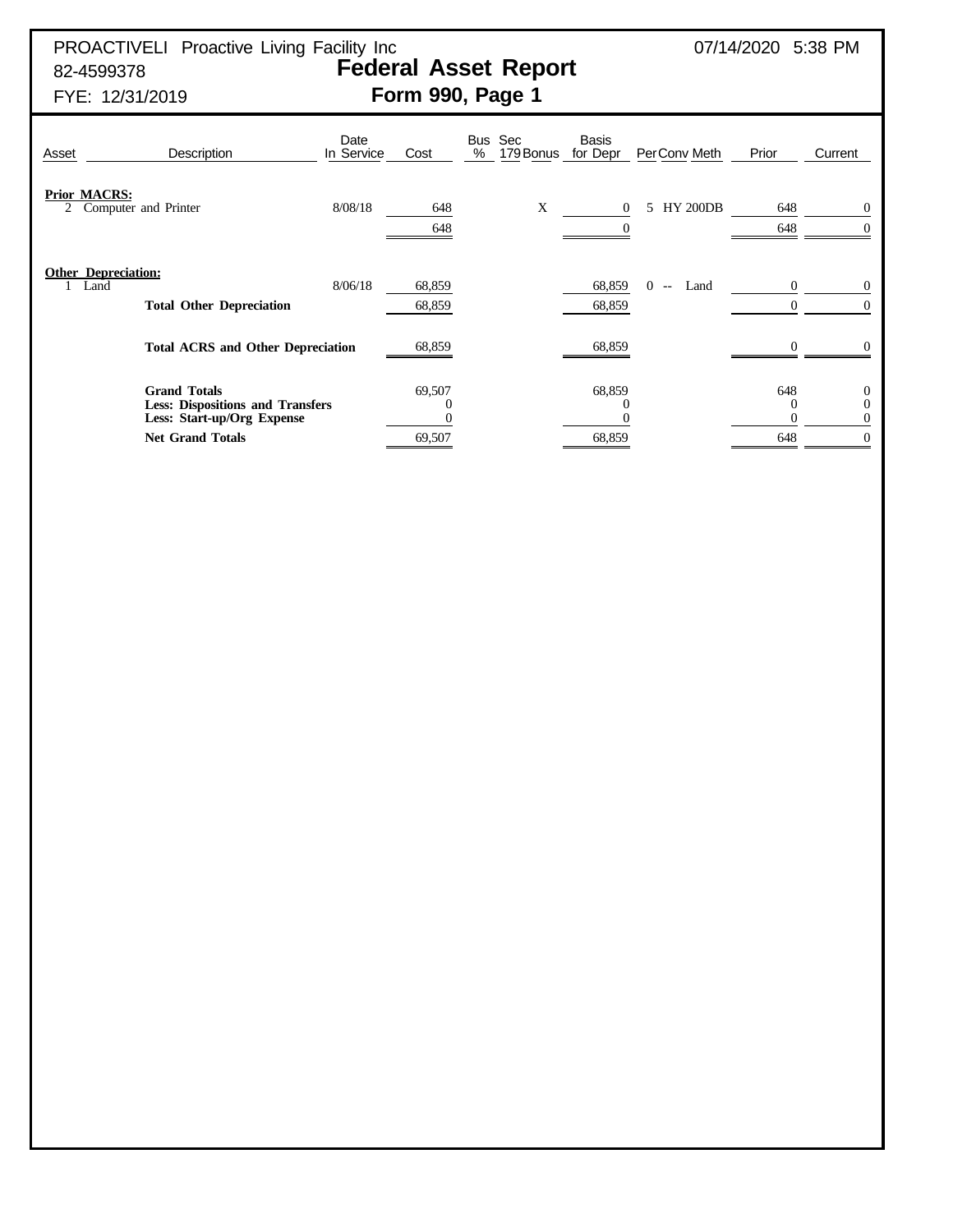PROACTIVELI Proactive Living Facility Inc
82-4599378
FYE: 12/31/2019

07/14/2020 5:38 PM

# Federal Asset Report
## Form 990, Page 1

| Asset | Description | Date In Service | Cost | Bus % | Sec 179 | Bonus | Basis for Depr | Per | Conv | Meth | Prior | Current |
|---|---|---|---|---|---|---|---|---|---|---|---|---|
| **Prior MACRS:** | | | | | | | | | | | | |
| 2 | Computer and Printer | 8/08/18 | 648 | | | X | 0 | 5 | HY | 200DB | 648 | 0 |
| | | | 648 | | | | 0 | | | | 648 | 0 |
| **Other Depreciation:** | | | | | | | | | | | | |
| 1 | Land | 8/06/18 | 68,859 | | | | 68,859 | 0 | -- | Land | 0 | 0 |
| | **Total Other Depreciation** | | 68,859 | | | | 68,859 | | | | 0 | 0 |
| | **Total ACRS and Other Depreciation** | | 68,859 | | | | 68,859 | | | | 0 | 0 |
| | **Grand Totals** | | 69,507 | | | | 68,859 | | | | 648 | 0 |
| | **Less: Dispositions and Transfers** | | 0 | | | | 0 | | | | 0 | 0 |
| | **Less: Start-up/Org Expense** | | 0 | | | | 0 | | | | 0 | 0 |
| | **Net Grand Totals** | | 69,507 | | | | 68,859 | | | | 648 | 0 |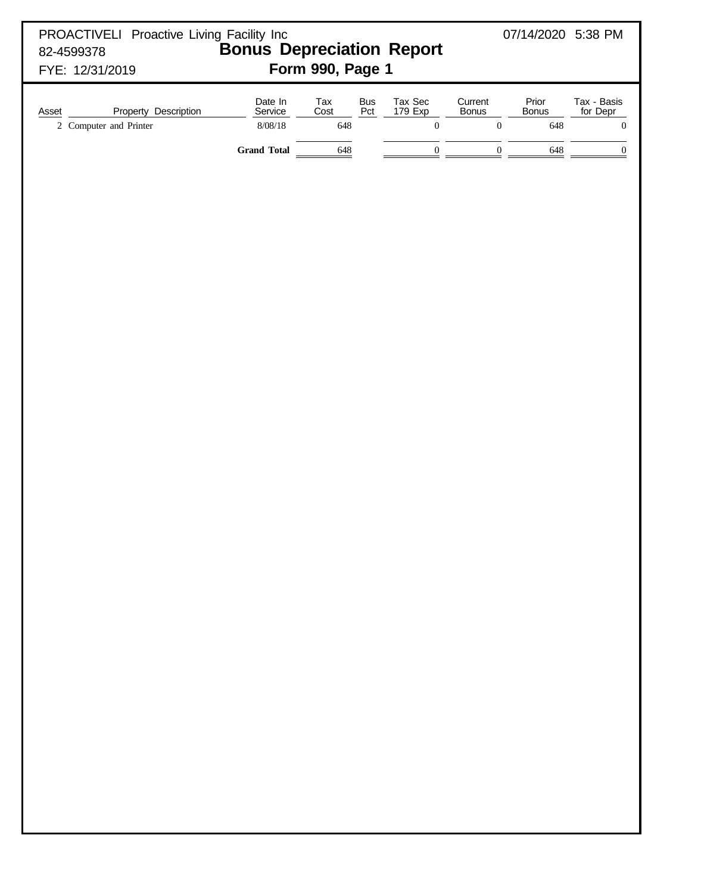PROACTIVELI Proactive Living Facility Inc
82-4599378
FYE: 12/31/2019

07/14/2020 5:38 PM

# Bonus Depreciation Report

## Form 990, Page 1

| Asset | Property Description | Date In Service | Tax Cost | Bus Pct | Tax Sec 179 Exp | Current Bonus | Prior Bonus | Tax - Basis for Depr |
|---|---|---|---|---|---|---|---|---|
| 2 | Computer and Printer | 8/08/18 | 648 | | 0 | 0 | 648 | 0 |
| | | **Grand Total** | 648 | | 0 | 0 | 648 | 0 |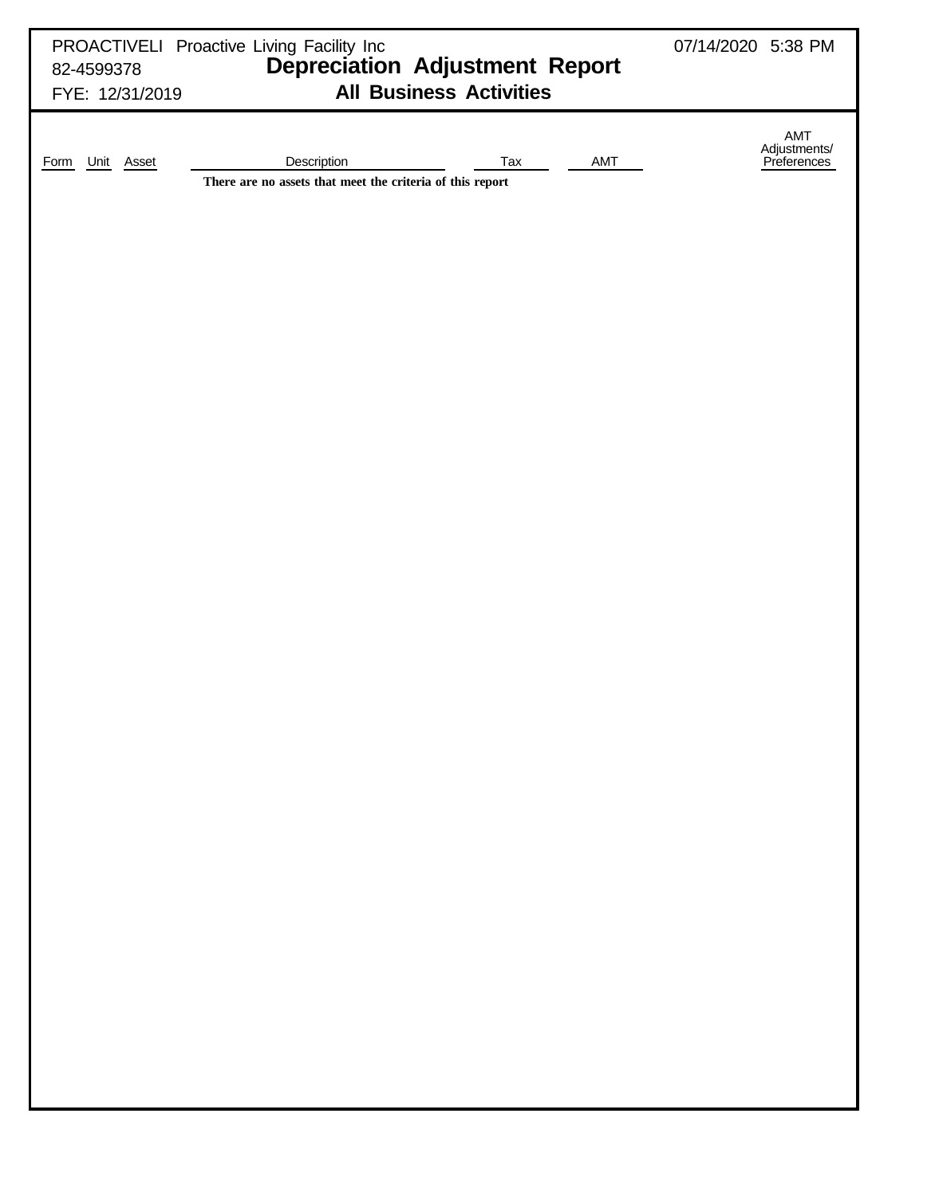PROACTIVELI Proactive Living Facility Inc
82-4599378
FYE: 12/31/2019

07/14/2020 5:38 PM

# Depreciation Adjustment Report

## All Business Activities

| Form | Unit | Asset | Description | Tax | AMT | AMT Adjustments/ Preferences |
|---|---|---|---|---|---|---|
| | | | **There are no assets that meet the criteria of this report** | | | |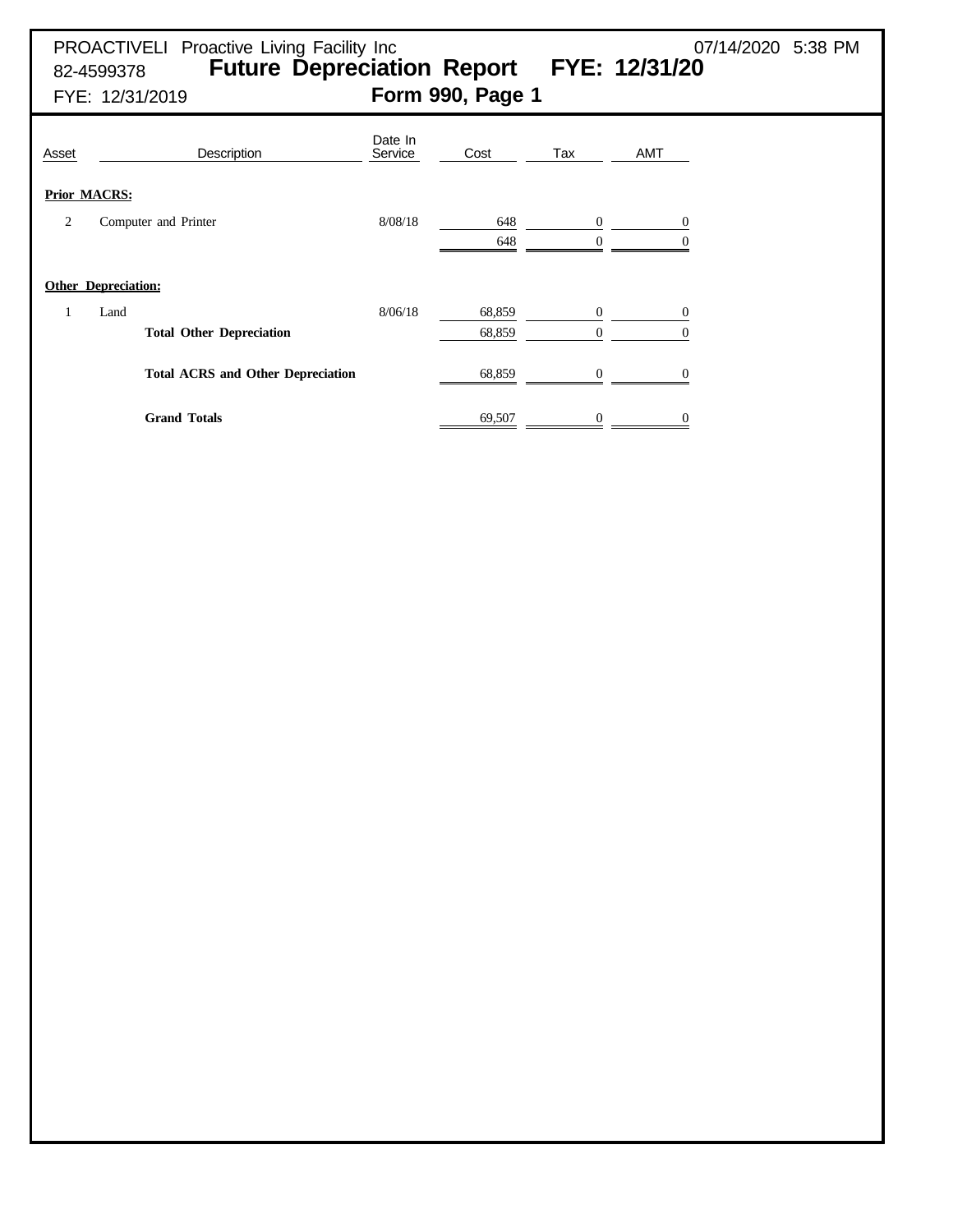PROACTIVELI Proactive Living Facility Inc
82-4599378
FYE: 12/31/2019

07/14/2020 5:38 PM

# Future Depreciation Report FYE: 12/31/20

## Form 990, Page 1

| Asset | Description | Date In Service | Cost | Tax | AMT |
|---|---|---|---|---|---|
| **Prior MACRS:** | | | | | |
| 2 | Computer and Printer | 8/08/18 | 648 | 0 | 0 |
| | | | 648 | 0 | 0 |
| **Other Depreciation:** | | | | | |
| 1 | Land | 8/06/18 | 68,859 | 0 | 0 |
| | **Total Other Depreciation** | | 68,859 | 0 | 0 |
| | **Total ACRS and Other Depreciation** | | 68,859 | 0 | 0 |
| | **Grand Totals** | | 69,507 | 0 | 0 |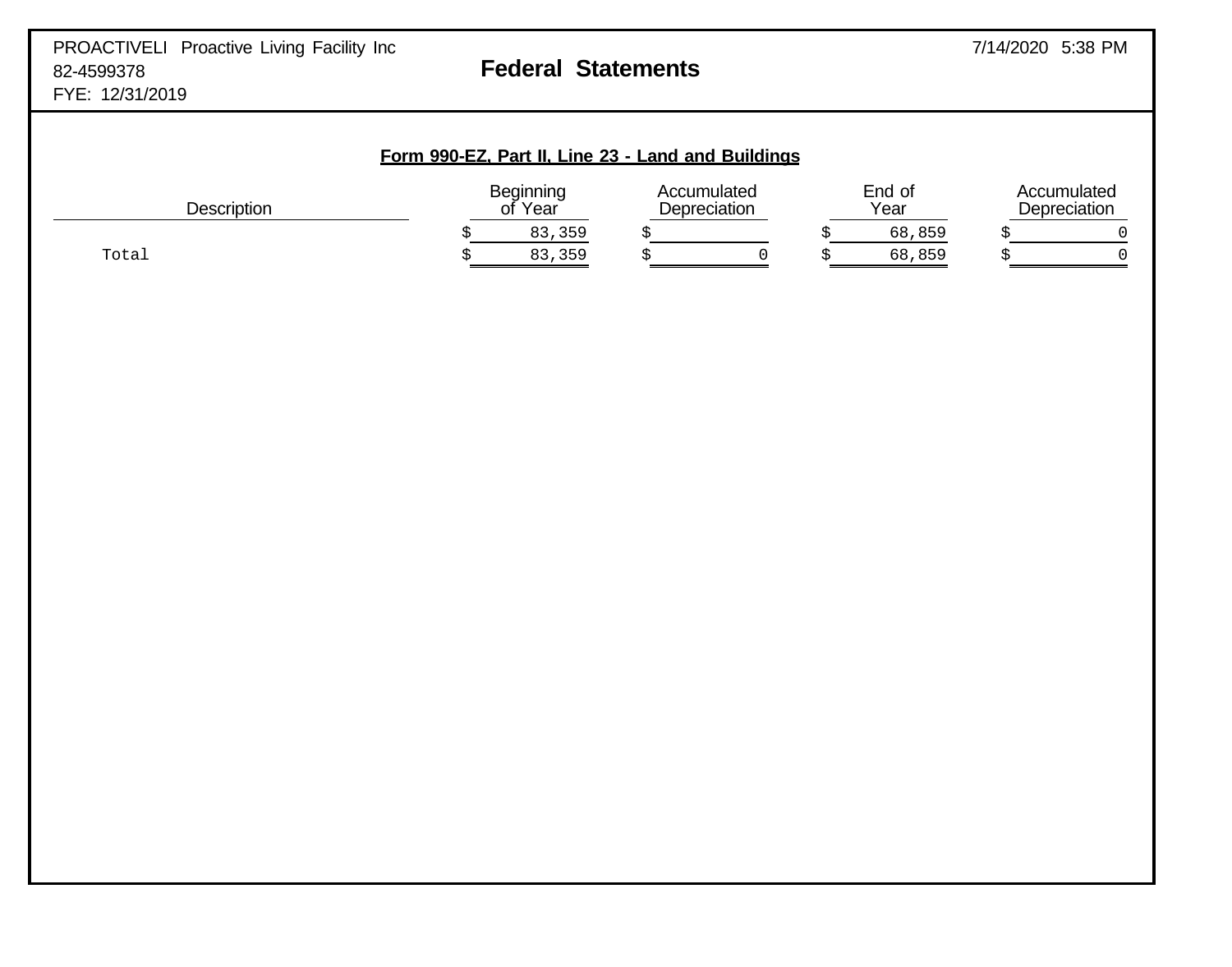PROACTIVELI Proactive Living Facility Inc
82-4599378
FYE: 12/31/2019

# Federal Statements

7/14/2020 5:38 PM

## Form 990-EZ, Part II, Line 23 - Land and Buildings

| Description | Beginning of Year | Accumulated Depreciation | End of Year | Accumulated Depreciation |
|---|---|---|---|---|
| | $ 83,359 | $ | $ 68,859 | $ 0 |
| Total | $ 83,359 | $ 0 | $ 68,859 | $ 0 |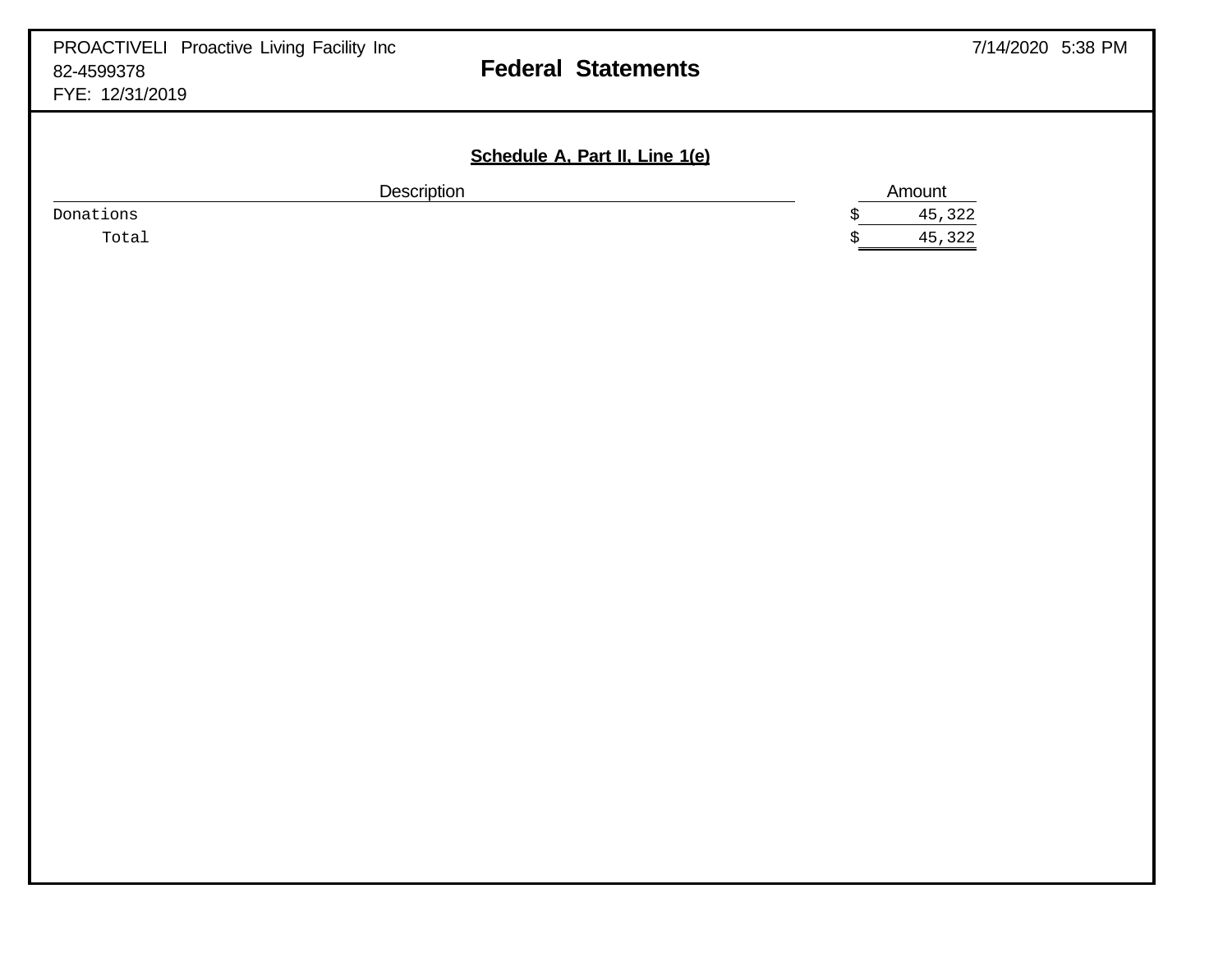PROACTIVELI Proactive Living Facility Inc
82-4599378
FYE: 12/31/2019

7/14/2020 5:38 PM

# Federal Statements

## Schedule A, Part II, Line 1(e)

| Description | Amount |
|---|---|
| Donations | $ 45,322 |
| Total | $ 45,322 |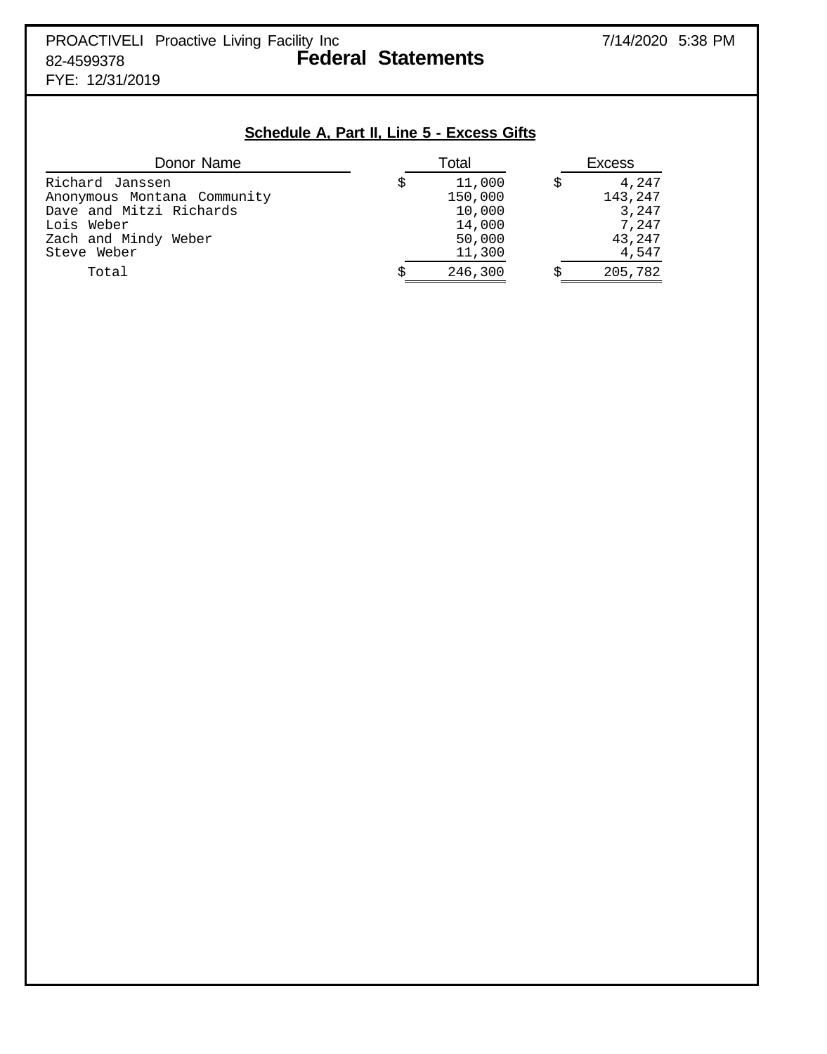PROACTIVELI Proactive Living Facility Inc
82-4599378
FYE: 12/31/2019

7/14/2020 5:38 PM

# Federal Statements

## Schedule A, Part II, Line 5 - Excess Gifts

| Donor Name | Total | Excess |
|---|---|---|
| Richard Janssen | $ 11,000 | $ 4,247 |
| Anonymous Montana Community | 150,000 | 143,247 |
| Dave and Mitzi Richards | 10,000 | 3,247 |
| Lois Weber | 14,000 | 7,247 |
| Zach and Mindy Weber | 50,000 | 43,247 |
| Steve Weber | 11,300 | 4,547 |
| Total | $ 246,300 | $ 205,782 |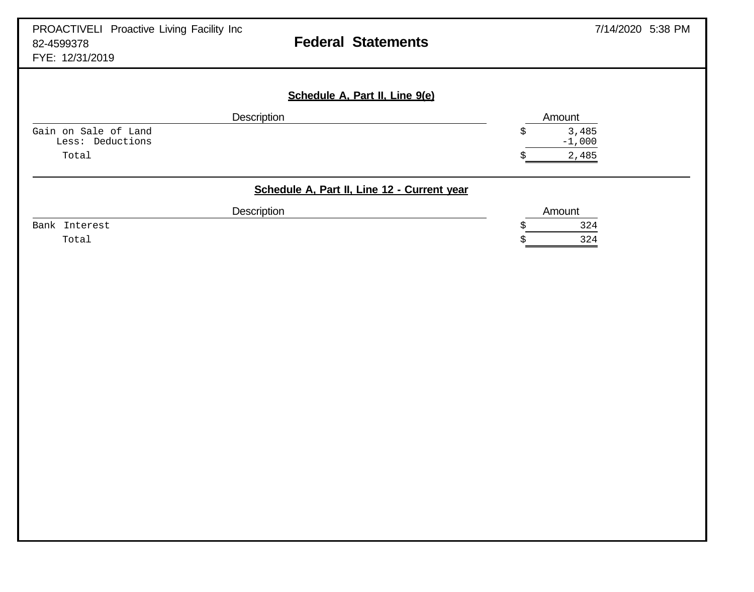PROACTIVELI Proactive Living Facility Inc
82-4599378
FYE: 12/31/2019

7/14/2020 5:38 PM

# Federal Statements

## Schedule A, Part II, Line 9(e)

| Description | Amount |
|---|---|
| Gain on Sale of Land | $ 3,485 |
| Less: Deductions | -1,000 |
| Total | $ 2,485 |

## Schedule A, Part II, Line 12 - Current year

| Description | Amount |
|---|---|
| Bank Interest | $ 324 |
| Total | $ 324 |